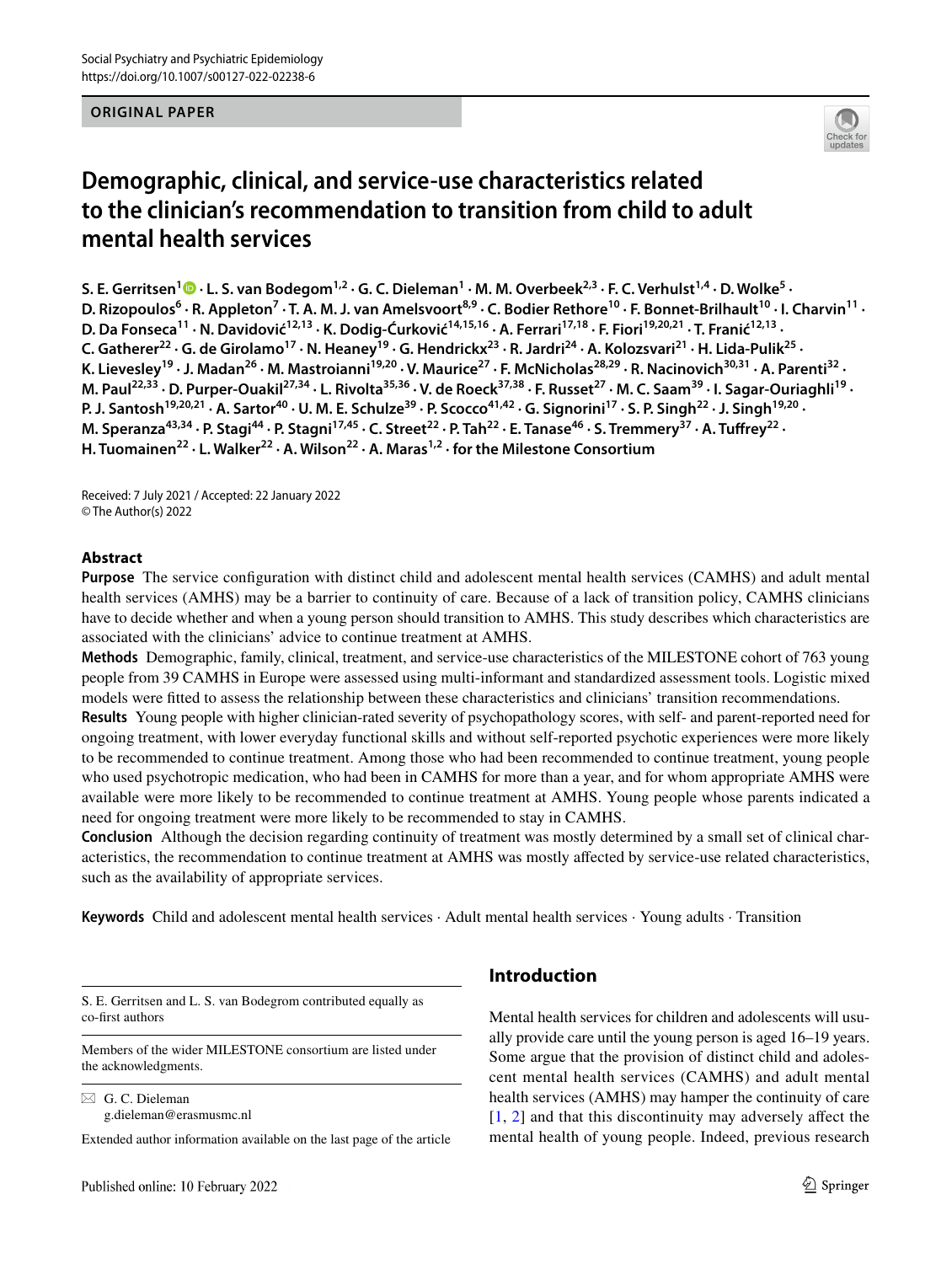ORIGINAL PAPER

# Demographic, clinical, and service-use characteristics related to the clinician's recommendation to transition from child to adult mental health services

**S. E. Gerritsen[1] · L. S. van Bodegom[1,2] · G. C. Dieleman[1] · M. M. Overbeek[2,3] · F. C. Verhulst[1,4] · D. Wolke[5] · D. Rizopoulos[6] · R. Appleton[7] · T. A. M. J. van Amelsvoort[8,9] · C. Bodier Rethore[10] · F. Bonnet-Brilhault[10] · I. Charvin[11] · D. Da Fonseca[11] · N. Davidović[12,13] · K. Dodig-Ćurković[14,15,16] · A. Ferrari[17,18] · F. Fiori[19,20,21] · T. Franić[12,13] · C. Gatherer[22] · G. de Girolamo[17] · N. Heaney[19] · G. Hendrickx[23] · R. Jardri[24] · A. Kolozsvari[21] · H. Lida-Pulik[25] · K. Lievesley[19] · J. Madan[26] · M. Mastroianni[19,20] · V. Maurice[27] · F. McNicholas[28,29] · R. Nacinovich[30,31] · A. Parenti[32] · M. Paul[22,33] · D. Purper-Ouakil[27,34] · L. Rivolta[35,36] · V. de Roeck[37,38] · F. Russet[27] · M. C. Saam[39] · I. Sagar-Ouriaghli[19] · P. J. Santosh[19,20,21] · A. Sartor[40] · U. M. E. Schulze[39] · P. Scocco[41,42] · G. Signorini[17] · S. P. Singh[22] · J. Singh[19,20] · M. Speranza[43,34] · P. Stagi[44] · P. Stagni[17,45] · C. Street[22] · P. Tah[22] · E. Tanase[46] · S. Tremmery[37] · A. Tuffrey[22] · H. Tuomainen[22] · L. Walker[22] · A. Wilson[22] · A. Maras[1,2] · for the Milestone Consortium**

Received: 7 July 2021 / Accepted: 22 January 2022
© The Author(s) 2022

## Abstract

**Purpose** The service configuration with distinct child and adolescent mental health services (CAMHS) and adult mental health services (AMHS) may be a barrier to continuity of care. Because of a lack of transition policy, CAMHS clinicians have to decide whether and when a young person should transition to AMHS. This study describes which characteristics are associated with the clinicians' advice to continue treatment at AMHS.

**Methods** Demographic, family, clinical, treatment, and service-use characteristics of the MILESTONE cohort of 763 young people from 39 CAMHS in Europe were assessed using multi-informant and standardized assessment tools. Logistic mixed models were fitted to assess the relationship between these characteristics and clinicians' transition recommendations.

**Results** Young people with higher clinician-rated severity of psychopathology scores, with self- and parent-reported need for ongoing treatment, with lower everyday functional skills and without self-reported psychotic experiences were more likely to be recommended to continue treatment. Among those who had been recommended to continue treatment, young people who used psychotropic medication, who had been in CAMHS for more than a year, and for whom appropriate AMHS were available were more likely to be recommended to continue treatment at AMHS. Young people whose parents indicated a need for ongoing treatment were more likely to be recommended to stay in CAMHS.

**Conclusion** Although the decision regarding continuity of treatment was mostly determined by a small set of clinical characteristics, the recommendation to continue treatment at AMHS was mostly affected by service-use related characteristics, such as the availability of appropriate services.

**Keywords** Child and adolescent mental health services · Adult mental health services · Young adults · Transition

S. E. Gerritsen and L. S. van Bodegrom contributed equally as co-first authors

Members of the wider MILESTONE consortium are listed under the acknowledgments.

✉ G. C. Dieleman
g.dieleman@erasmusmc.nl

Extended author information available on the last page of the article

## Introduction

Mental health services for children and adolescents will usually provide care until the young person is aged 16–19 years. Some argue that the provision of distinct child and adolescent mental health services (CAMHS) and adult mental health services (AMHS) may hamper the continuity of care [1, 2] and that this discontinuity may adversely affect the mental health of young people. Indeed, previous research

Published online: 10 February 2022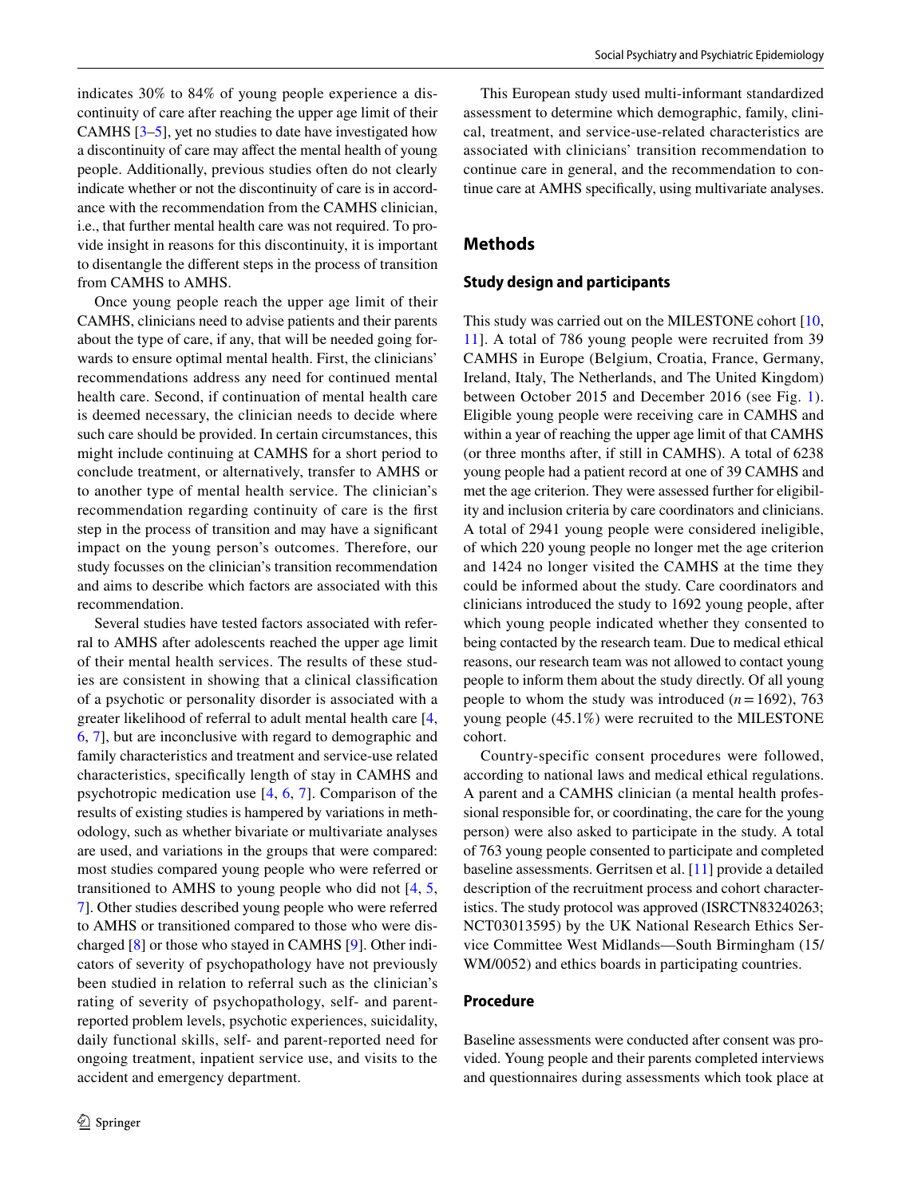indicates 30% to 84% of young people experience a discontinuity of care after reaching the upper age limit of their CAMHS [3–5], yet no studies to date have investigated how a discontinuity of care may affect the mental health of young people. Additionally, previous studies often do not clearly indicate whether or not the discontinuity of care is in accordance with the recommendation from the CAMHS clinician, i.e., that further mental health care was not required. To provide insight in reasons for this discontinuity, it is important to disentangle the different steps in the process of transition from CAMHS to AMHS.

Once young people reach the upper age limit of their CAMHS, clinicians need to advise patients and their parents about the type of care, if any, that will be needed going forwards to ensure optimal mental health. First, the clinicians' recommendations address any need for continued mental health care. Second, if continuation of mental health care is deemed necessary, the clinician needs to decide where such care should be provided. In certain circumstances, this might include continuing at CAMHS for a short period to conclude treatment, or alternatively, transfer to AMHS or to another type of mental health service. The clinician's recommendation regarding continuity of care is the first step in the process of transition and may have a significant impact on the young person's outcomes. Therefore, our study focusses on the clinician's transition recommendation and aims to describe which factors are associated with this recommendation.

Several studies have tested factors associated with referral to AMHS after adolescents reached the upper age limit of their mental health services. The results of these studies are consistent in showing that a clinical classification of a psychotic or personality disorder is associated with a greater likelihood of referral to adult mental health care [4, 6, 7], but are inconclusive with regard to demographic and family characteristics and treatment and service-use related characteristics, specifically length of stay in CAMHS and psychotropic medication use [4, 6, 7]. Comparison of the results of existing studies is hampered by variations in methodology, such as whether bivariate or multivariate analyses are used, and variations in the groups that were compared: most studies compared young people who were referred or transitioned to AMHS to young people who did not [4, 5, 7]. Other studies described young people who were referred to AMHS or transitioned compared to those who were discharged [8] or those who stayed in CAMHS [9]. Other indicators of severity of psychopathology have not previously been studied in relation to referral such as the clinician's rating of severity of psychopathology, self- and parent-reported problem levels, psychotic experiences, suicidality, daily functional skills, self- and parent-reported need for ongoing treatment, inpatient service use, and visits to the accident and emergency department.

This European study used multi-informant standardized assessment to determine which demographic, family, clinical, treatment, and service-use-related characteristics are associated with clinicians' transition recommendation to continue care in general, and the recommendation to continue care at AMHS specifically, using multivariate analyses.

## Methods

### Study design and participants

This study was carried out on the MILESTONE cohort [10, 11]. A total of 786 young people were recruited from 39 CAMHS in Europe (Belgium, Croatia, France, Germany, Ireland, Italy, The Netherlands, and The United Kingdom) between October 2015 and December 2016 (see Fig. 1). Eligible young people were receiving care in CAMHS and within a year of reaching the upper age limit of that CAMHS (or three months after, if still in CAMHS). A total of 6238 young people had a patient record at one of 39 CAMHS and met the age criterion. They were assessed further for eligibility and inclusion criteria by care coordinators and clinicians. A total of 2941 young people were considered ineligible, of which 220 young people no longer met the age criterion and 1424 no longer visited the CAMHS at the time they could be informed about the study. Care coordinators and clinicians introduced the study to 1692 young people, after which young people indicated whether they consented to being contacted by the research team. Due to medical ethical reasons, our research team was not allowed to contact young people to inform them about the study directly. Of all young people to whom the study was introduced ($n = 1692$), 763 young people (45.1%) were recruited to the MILESTONE cohort.

Country-specific consent procedures were followed, according to national laws and medical ethical regulations. A parent and a CAMHS clinician (a mental health professional responsible for, or coordinating, the care for the young person) were also asked to participate in the study. A total of 763 young people consented to participate and completed baseline assessments. Gerritsen et al. [11] provide a detailed description of the recruitment process and cohort characteristics. The study protocol was approved (ISRCTN83240263; NCT03013595) by the UK National Research Ethics Service Committee West Midlands—South Birmingham (15/WM/0052) and ethics boards in participating countries.

### Procedure

Baseline assessments were conducted after consent was provided. Young people and their parents completed interviews and questionnaires during assessments which took place at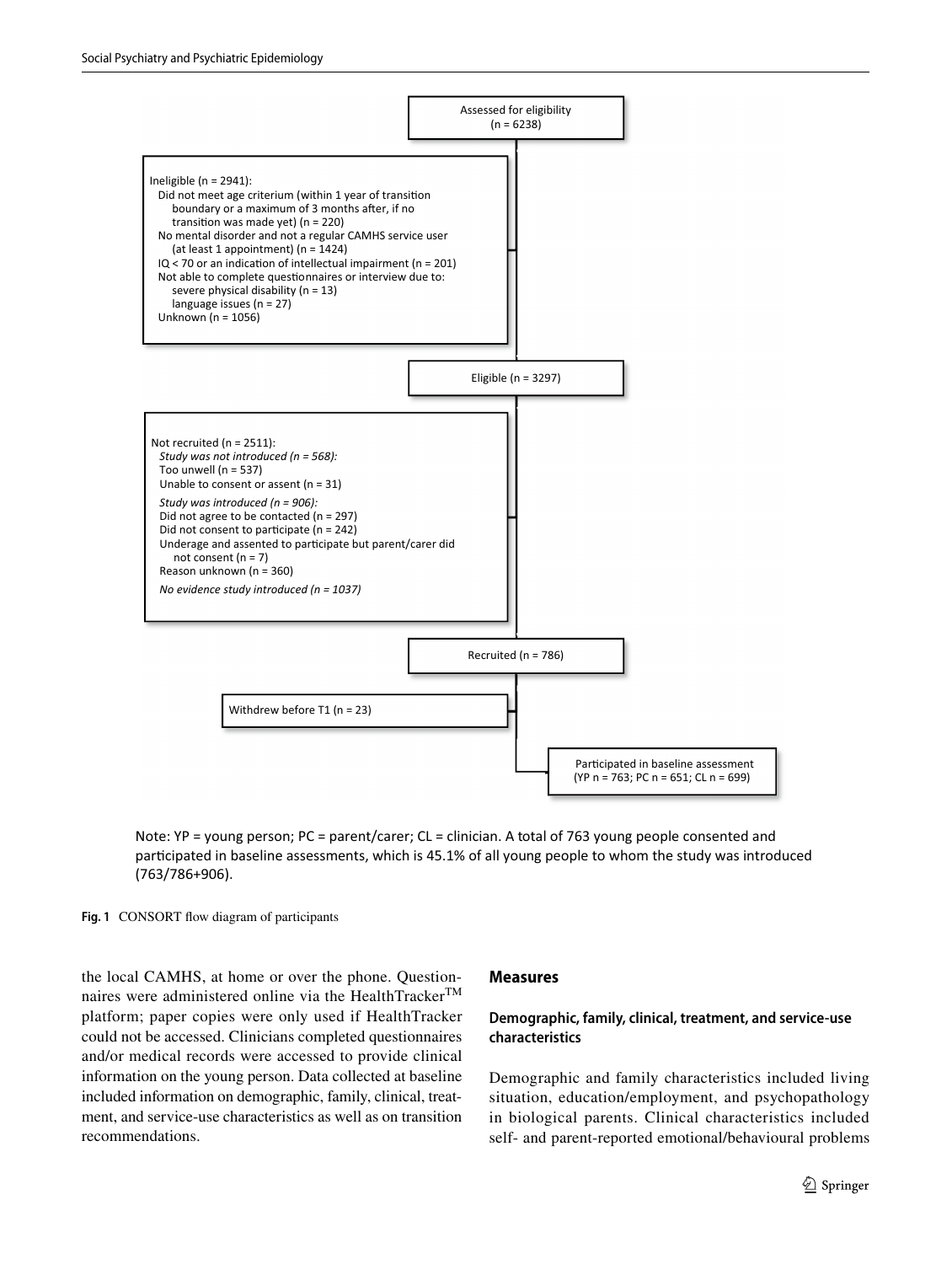Assessed for eligibility
(n = 6238)

Ineligible (n = 2941):
- Did not meet age criterium (within 1 year of transition boundary or a maximum of 3 months after, if no transition was made yet) (n = 220)
- No mental disorder and not a regular CAMHS service user (at least 1 appointment) (n = 1424)
- IQ < 70 or an indication of intellectual impairment (n = 201)
- Not able to complete questionnaires or interview due to:
  - severe physical disability (n = 13)
  - language issues (n = 27)
- Unknown (n = 1056)

Eligible (n = 3297)

Not recruited (n = 2511):
- *Study was not introduced (n = 568):*
  - Too unwell (n = 537)
  - Unable to consent or assent (n = 31)
- *Study was introduced (n = 906):*
  - Did not agree to be contacted (n = 297)
  - Did not consent to participate (n = 242)
  - Underage and assented to participate but parent/carer did not consent (n = 7)
  - Reason unknown (n = 360)
- *No evidence study introduced (n = 1037)*

Recruited (n = 786)

Withdrew before T1 (n = 23)

Participated in baseline assessment
(YP n = 763; PC n = 651; CL n = 699)

Note: YP = young person; PC = parent/carer; CL = clinician. A total of 763 young people consented and participated in baseline assessments, which is 45.1% of all young people to whom the study was introduced (763/786+906).

**Fig. 1** CONSORT flow diagram of participants

the local CAMHS, at home or over the phone. Questionnaires were administered online via the HealthTracker™ platform; paper copies were only used if HealthTracker could not be accessed. Clinicians completed questionnaires and/or medical records were accessed to provide clinical information on the young person. Data collected at baseline included information on demographic, family, clinical, treatment, and service-use characteristics as well as on transition recommendations.

## Measures

### Demographic, family, clinical, treatment, and service-use characteristics

Demographic and family characteristics included living situation, education/employment, and psychopathology in biological parents. Clinical characteristics included self- and parent-reported emotional/behavioural problems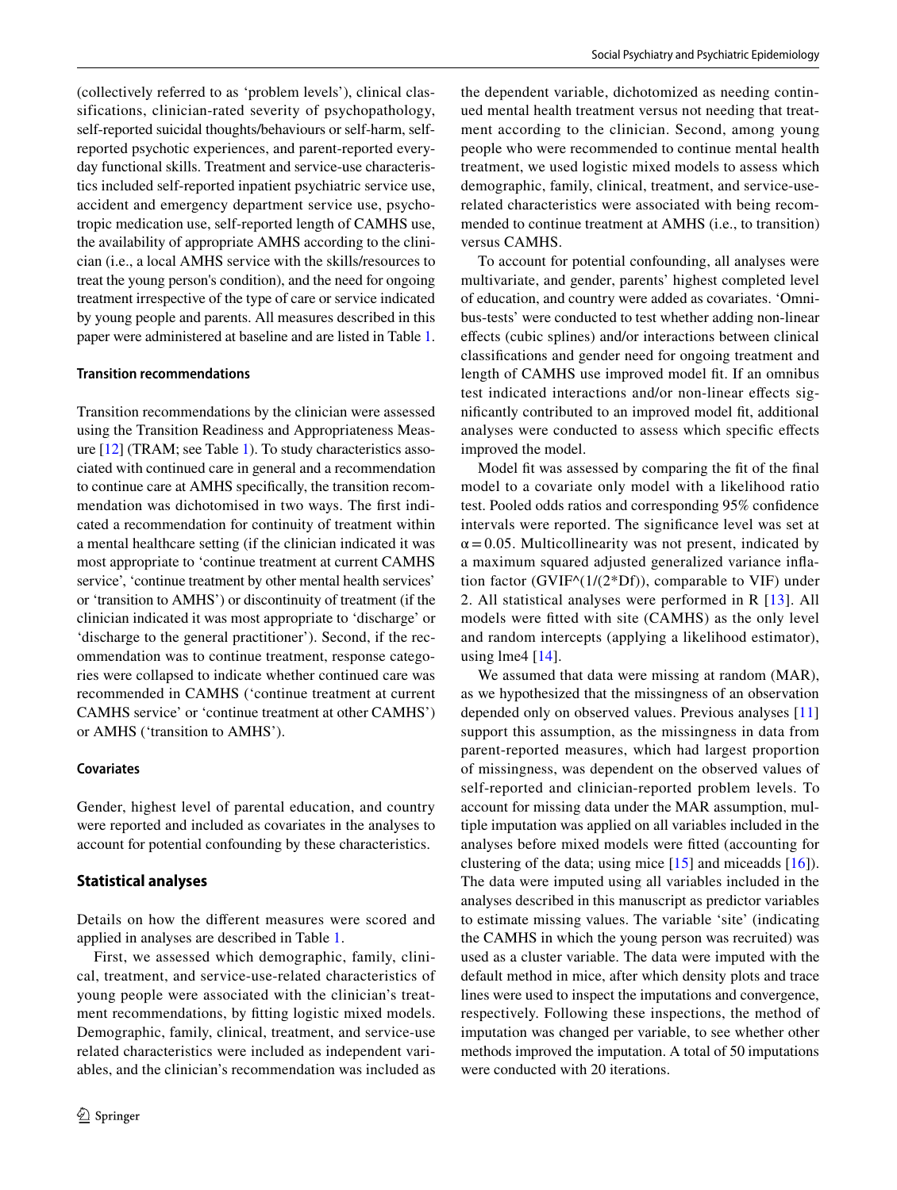(collectively referred to as 'problem levels'), clinical classifications, clinician-rated severity of psychopathology, self-reported suicidal thoughts/behaviours or self-harm, self-reported psychotic experiences, and parent-reported everyday functional skills. Treatment and service-use characteristics included self-reported inpatient psychiatric service use, accident and emergency department service use, psychotropic medication use, self-reported length of CAMHS use, the availability of appropriate AMHS according to the clinician (i.e., a local AMHS service with the skills/resources to treat the young person's condition), and the need for ongoing treatment irrespective of the type of care or service indicated by young people and parents. All measures described in this paper were administered at baseline and are listed in Table 1.

#### Transition recommendations

Transition recommendations by the clinician were assessed using the Transition Readiness and Appropriateness Measure [12] (TRAM; see Table 1). To study characteristics associated with continued care in general and a recommendation to continue care at AMHS specifically, the transition recommendation was dichotomised in two ways. The first indicated a recommendation for continuity of treatment within a mental healthcare setting (if the clinician indicated it was most appropriate to 'continue treatment at current CAMHS service', 'continue treatment by other mental health services' or 'transition to AMHS') or discontinuity of treatment (if the clinician indicated it was most appropriate to 'discharge' or 'discharge to the general practitioner'). Second, if the recommendation was to continue treatment, response categories were collapsed to indicate whether continued care was recommended in CAMHS ('continue treatment at current CAMHS service' or 'continue treatment at other CAMHS') or AMHS ('transition to AMHS').

#### Covariates

Gender, highest level of parental education, and country were reported and included as covariates in the analyses to account for potential confounding by these characteristics.

### Statistical analyses

Details on how the different measures were scored and applied in analyses are described in Table 1.

First, we assessed which demographic, family, clinical, treatment, and service-use-related characteristics of young people were associated with the clinician's treatment recommendations, by fitting logistic mixed models. Demographic, family, clinical, treatment, and service-use related characteristics were included as independent variables, and the clinician's recommendation was included as the dependent variable, dichotomized as needing continued mental health treatment versus not needing that treatment according to the clinician. Second, among young people who were recommended to continue mental health treatment, we used logistic mixed models to assess which demographic, family, clinical, treatment, and service-use-related characteristics were associated with being recommended to continue treatment at AMHS (i.e., to transition) versus CAMHS.

To account for potential confounding, all analyses were multivariate, and gender, parents' highest completed level of education, and country were added as covariates. 'Omnibus-tests' were conducted to test whether adding non-linear effects (cubic splines) and/or interactions between clinical classifications and gender need for ongoing treatment and length of CAMHS use improved model fit. If an omnibus test indicated interactions and/or non-linear effects significantly contributed to an improved model fit, additional analyses were conducted to assess which specific effects improved the model.

Model fit was assessed by comparing the fit of the final model to a covariate only model with a likelihood ratio test. Pooled odds ratios and corresponding 95% confidence intervals were reported. The significance level was set at $\alpha = 0.05$. Multicollinearity was not present, indicated by a maximum squared adjusted generalized variance inflation factor (GVIF^(1/(2*Df)), comparable to VIF) under 2. All statistical analyses were performed in R [13]. All models were fitted with site (CAMHS) as the only level and random intercepts (applying a likelihood estimator), using lme4 [14].

We assumed that data were missing at random (MAR), as we hypothesized that the missingness of an observation depended only on observed values. Previous analyses [11] support this assumption, as the missingness in data from parent-reported measures, which had largest proportion of missingness, was dependent on the observed values of self-reported and clinician-reported problem levels. To account for missing data under the MAR assumption, multiple imputation was applied on all variables included in the analyses before mixed models were fitted (accounting for clustering of the data; using mice [15] and miceadds [16]). The data were imputed using all variables included in the analyses described in this manuscript as predictor variables to estimate missing values. The variable 'site' (indicating the CAMHS in which the young person was recruited) was used as a cluster variable. The data were imputed with the default method in mice, after which density plots and trace lines were used to inspect the imputations and convergence, respectively. Following these inspections, the method of imputation was changed per variable, to see whether other methods improved the imputation. A total of 50 imputations were conducted with 20 iterations.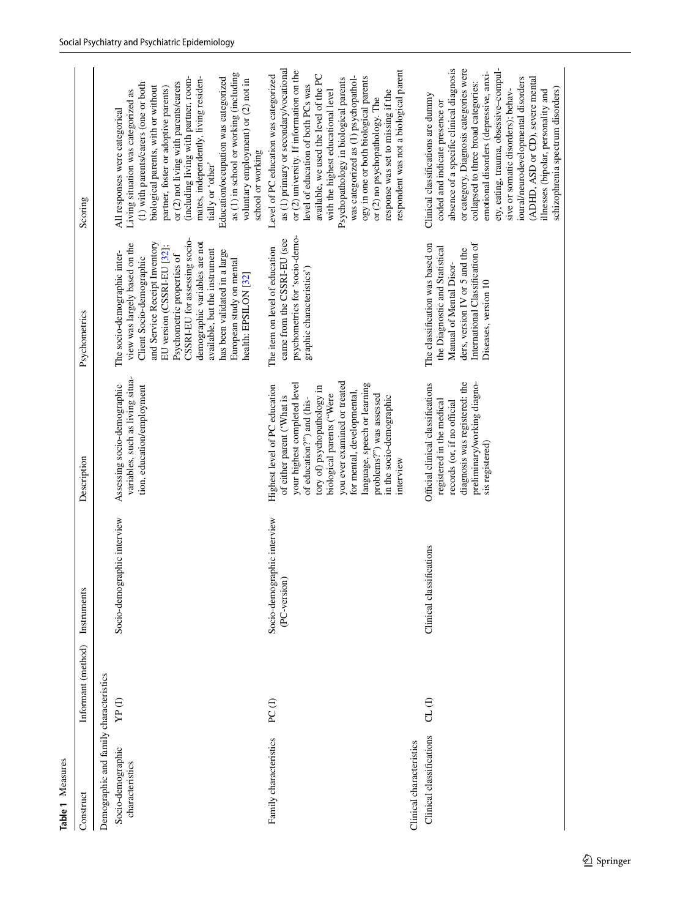**Table 1** Measures

| Construct | Informant (method) | Instruments | Description | Psychometrics | Scoring |
|---|---|---|---|---|---|
| Demographic and family characteristics | | | | | |
| Socio-demographic characteristics | YP (I) | Socio-demographic interview | Assessing socio-demographic variables, such as living situation, education/employment | The socio-demographic interview was largely based on the Client Socio-demographic and Service Receipt Inventory EU version (CSSRI-EU [32]; Psychometric properties of CSSRI-EU for assessing socio-demographic variables are not available, but the instrument has been validated in a large European study on mental health: EPSILON [32] | All responses were categorical<br>Living situation was categorized as (1) with parents/carers (one or both biological parents, with or without partner, foster or adoptive parents) or (2) not living with parents/carers (including living with partner, roommates, independently, living residentially or 'other'<br>Education/occupation was categorized as (1) in school or working (including voluntary employment) or (2) not in school or working |
| Family characteristics | PC (I) | Socio-demographic interview (PC-version) | Highest level of PC education of either parent ("What is your highest completed level of education?") and (history of) psychopathology in biological parents ("Were you ever examined or treated for mental, developmental, language, speech or learning problems?") was assessed in the socio-demographic interview | The item on level of education came from the CSSRI-EU (see psychometrics for 'socio-demographic characteristics') | Level of PC education was categorized as (1) primary or secondary/vocational or (2) university. If information on the level of education of both PCs was available, we used the level of the PC with the highest educational level<br>Psychopathology in biological parents was categorized as (1) psychopathology in one or both biological parents or (2) no psychopathology. The response was set to missing if the respondent was not a biological parent |
| Clinical characteristics | | | | | |
| Clinical classifications | CL (I) | Clinical classifications | Official clinical classifications registered in the medical records (or, if no official diagnosis was registered: the preliminary/working diagnosis registered) | The classification was based on the Diagnostic and Statistical Manual of Mental Disorders, version IV or 5 and the International Classification of Diseases, version 10 | Clinical classifications are dummy coded and indicate presence or absence of a specific clinical diagnosis or category. Diagnosis categories were collapsed to three broad categories: emotional disorders (depressive, anxiety, eating, trauma, obsessive–compulsive or somatic disorders); behavioural/neurodevelopmental disorders (ADHD, ASD or CD), severe mental illnesses (bipolar, personality and schizophrenia spectrum disorders) |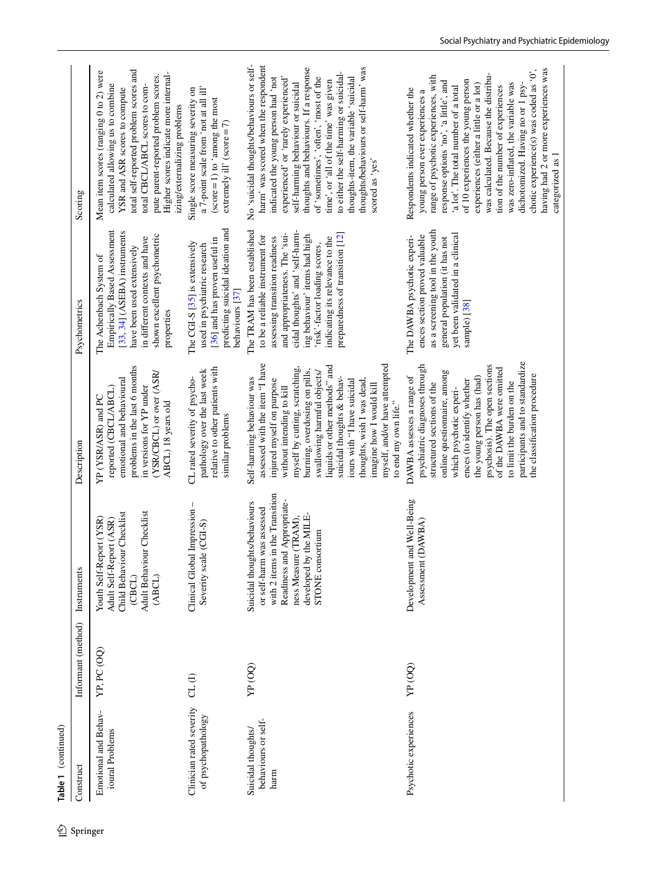**Table 1** (continued)

| Construct | Informant (method) | Instruments | Description | Psychometrics | Scoring |
|---|---|---|---|---|---|
| Emotional and Behavioural Problems | YP, PC (OQ) | Youth Self-Report (YSR) Adult Self-Report (ASR) Child Behaviour Checklist (CBCL) Adult Behaviour Checklist (ABCL) | YP (YSR/ASR) and PC reported (CBCL/ABCL) emotional and behavioural problems in the last 6 months in versions for YP under (YSR/CBCL) or over (ASR/ABCL) 18 years old | The Achenbach System of Empirically Based Assessment [33, 34] (ASEBA) instruments have been used extensively in different contexts and have shown excellent psychometric properties | Mean item scores (ranging 0 to 2) were calculated allowing us to combine YSR and ASR scores to compute total self-reported problem scores and total CBCL/ABCL scores to compute parent-reported problem scores. Higher scores indicate more internalizing/externalizing problems |
| Clinician rated severity of psychopathology | CL (I) | Clinical Global Impression – Severity scale (CGI-S) | CL rated severity of psychopathology over the last week relative to other patients with similar problems | The CGI-S [35] is extensively used in psychiatric research [36] and has proven useful in predicting suicidal ideation and behaviours [37] | Single score measuring severity on a 7-point scale from 'not at all ill' (score = 1) to 'among the most extremely ill' (score = 7) |
| Suicidal thoughts/behaviours or self-harm | YP (OQ) | Suicidal thoughts/behaviours or self-harm was assessed with 2 items in the Transition Readiness and Appropriateness Measure (TRAM), developed by the MILESTONE consortium | Self-harming behaviour was assessed with the item "I have injured myself on purpose without intending to kill myself by cutting, scratching, burning, overdosing on pills, swallowing harmful objects/liquids or other methods" and suicidal thoughts & behaviours with "I have suicidal thoughts, wish I was dead, imagine how I would kill myself, and/or have attempted to end my own life." | The TRAM has been established to be a reliable instrument for assessing transition readiness and appropriateness. The 'suicidal thoughts' and 'self-harming behaviour' items had high 'risk'-factor loading scores, indicating its relevance to the preparedness of transition [12] | No 'suicidal thoughts/behaviours or self-harm' was scored when the respondent indicated the young person had 'not experienced' or 'rarely experienced' self-harming behaviour or suicidal thoughts and behaviours. If a response of 'sometimes', 'often', 'most of the time', or 'all of the time' was given to either the self-harming or suicidal-thoughts-item, the variable 'suicidal thoughts/behaviours or self-harm' was scored as 'yes' |
| Psychotic experiences | YP (OQ) | Development and Well-Being Assessment (DAWBA) | DAWBA assesses a range of psychiatric diagnoses through structured sections of the online questionnaire, among which psychotic experiences (to identify whether the young person has (had) psychosis). The open sections of the DAWBA were omitted to limit the burden on the participants and to standardize the classification procedure | The DAWBA psychotic experiences section proved valuable as a screening tool in the youth general population (it has not yet been validated in a clinical sample) [38] | Respondents indicated whether the young person ever experiences a range of psychotic experiences, with response options 'no', 'a little', and 'a lot'. The total number of a total of 10 experiences the young person experiences (either a little or a lot) was calculated. Because the distribution of the number of experiences was zero-inflated, the variable was dichotomized. Having no or 1 psychotic experience(s) was coded as '0', having had 2 or more experiences was categorized as 1 |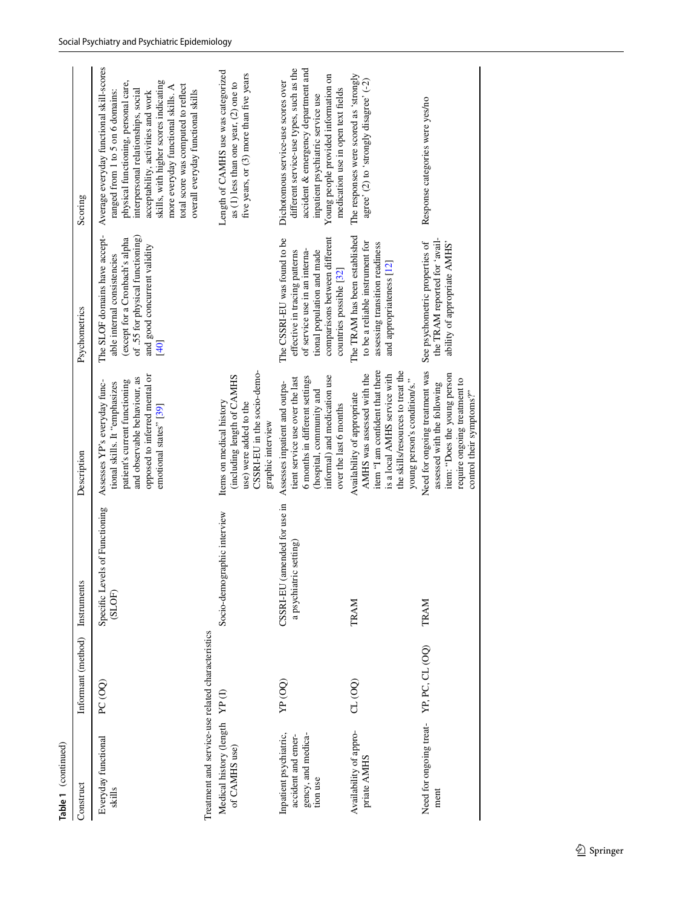**Table 1** (continued)

| Construct | Informant (method) | Instruments | Description | Psychometrics | Scoring |
|---|---|---|---|---|---|
| Everyday functional skills | PC (OQ) | Specific Levels of Functioning (SLOF) | Assesses YP's everyday functional skills. It "emphasizes patient's current functioning and observable behaviour, as opposed to inferred mental or emotional states" [39] | The SLOF domains have acceptable internal consistencies (except for a Cronbach's alpha of .55 for physical functioning) and good concurrent validity [40] | Average everyday functional skill-scores ranged from 1 to 5 on 6 domains: physical functioning, personal care, interpersonal relationships, social acceptability, activities and work skills, with higher scores indicating more everyday functional skills. A total score was computed to reflect overall everyday functional skills |
| Treatment and service-use related characteristics | | | | | |
| Medical history (length of CAMHS use) | YP (I) | Socio-demographic interview | Items on medical history (including length of CAMHS use) were added to the CSSRI-EU in the socio-demographic interview | | Length of CAMHS use was categorized as (1) less than one year, (2) one to five years, or (3) more than five years |
| Inpatient psychiatric, accident and emergency, and medication use | YP (OQ) | CSSRI-EU (amended for use in a psychiatric setting) | Assesses inpatient and outpatient service use over the last 6 months in different settings (hospital, community and informal) and medication use over the last 6 months | The CSSRI-EU was found to be effective in tracing patterns of service use in an international population and made comparisons between different countries possible [32] | Dichotomous service-use scores over different service-use types, such as the accident & emergency department and inpatient psychiatric service use<br>Young people provided information on medication use in open text fields |
| Availability of appropriate AMHS | CL (OQ) | TRAM | Availability of appropriate AMHS was assessed with the item "I am confident that there is a local AMHS service with the skills/resources to treat the young person's condition/s." | The TRAM has been established to be a reliable instrument for assessing transition readiness and appropriateness [12] | The responses were scored as 'strongly agree' (2) to 'strongly disagree' (-2) |
| Need for ongoing treatment | YP, PC, CL (OQ) | TRAM | Need for ongoing treatment was assessed with the following item: "Does the young person require ongoing treatment to control their symptoms?" | See psychometric properties of the TRAM reported for 'availability of appropriate AMHS' | Response categories were yes/no |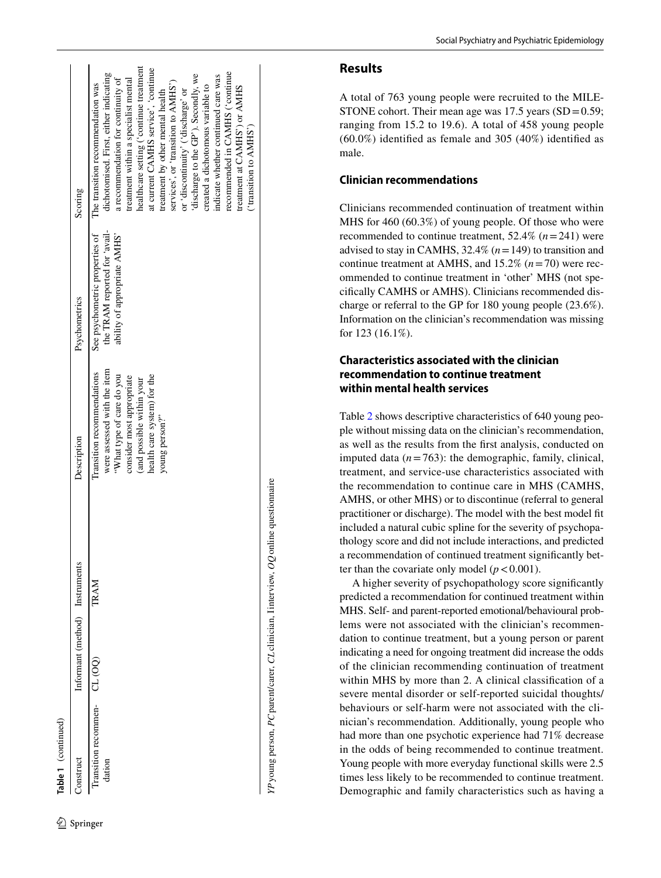**Table 1** (continued)

| Construct | Informant (method) | Instruments | Description | Psychometrics | Scoring |
|---|---|---|---|---|---|
| Transition recommendation | CL (OQ) | TRAM | Transition recommendations were assessed with the item "What type of care do you consider most appropriate (and possible within your health care system) for the young person?" | See psychometric properties of the TRAM reported for 'availability of appropriate AMHS' | The transition recommendation was dichotomised. First, either indicating a recommendation for continuity of treatment within a specialist mental healthcare setting ('continue treatment at current CAMHS service', 'continue treatment by other mental health services', or 'transition to AMHS') or 'discontinuity' ('discharge' or 'discharge to the GP'). Secondly, we created a dichotomous variable to indicate whether continued care was recommended in CAMHS ('continue treatment at CAMHS') or AMHS ('transition to AMHS') |

*YP* young person, *PC* parent/carer, *CL* clinician, *I* interview, *OQ* online questionnaire

## Results

A total of 763 young people were recruited to the MILESTONE cohort. Their mean age was 17.5 years (SD = 0.59; ranging from 15.2 to 19.6). A total of 458 young people (60.0%) identified as female and 305 (40%) identified as male.

### Clinician recommendations

Clinicians recommended continuation of treatment within MHS for 460 (60.3%) of young people. Of those who were recommended to continue treatment, 52.4% ($n = 241$) were advised to stay in CAMHS, 32.4% ($n = 149$) to transition and continue treatment at AMHS, and 15.2% ($n = 70$) were recommended to continue treatment in 'other' MHS (not specifically CAMHS or AMHS). Clinicians recommended discharge or referral to the GP for 180 young people (23.6%). Information on the clinician's recommendation was missing for 123 (16.1%).

### Characteristics associated with the clinician recommendation to continue treatment within mental health services

Table 2 shows descriptive characteristics of 640 young people without missing data on the clinician's recommendation, as well as the results from the first analysis, conducted on imputed data ($n = 763$): the demographic, family, clinical, treatment, and service-use characteristics associated with the recommendation to continue care in MHS (CAMHS, AMHS, or other MHS) or to discontinue (referral to general practitioner or discharge). The model with the best model fit included a natural cubic spline for the severity of psychopathology score and did not include interactions, and predicted a recommendation of continued treatment significantly better than the covariate only model ($p < 0.001$).

A higher severity of psychopathology score significantly predicted a recommendation for continued treatment within MHS. Self- and parent-reported emotional/behavioural problems were not associated with the clinician's recommendation to continue treatment, but a young person or parent indicating a need for ongoing treatment did increase the odds of the clinician recommending continuation of treatment within MHS by more than 2. A clinical classification of a severe mental disorder or self-reported suicidal thoughts/behaviours or self-harm were not associated with the clinician's recommendation. Additionally, young people who had more than one psychotic experience had 71% decrease in the odds of being recommended to continue treatment. Young people with more everyday functional skills were 2.5 times less likely to be recommended to continue treatment. Demographic and family characteristics such as having a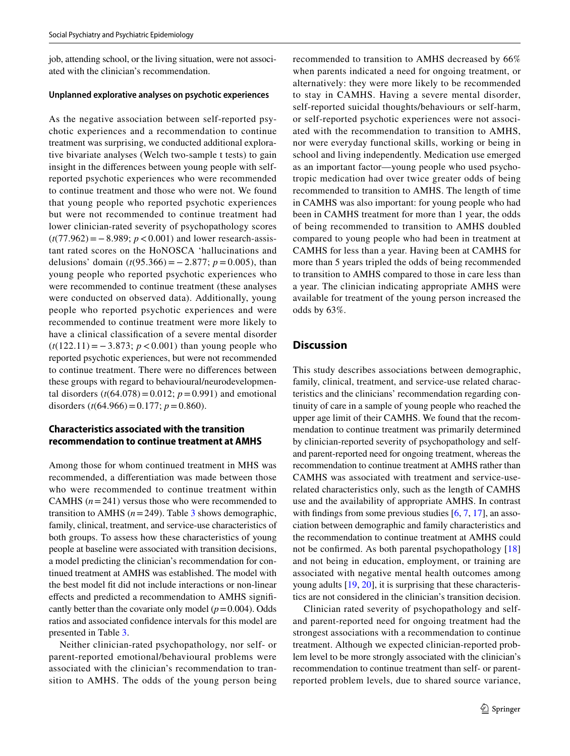job, attending school, or the living situation, were not associated with the clinician's recommendation.

#### Unplanned explorative analyses on psychotic experiences

As the negative association between self-reported psychotic experiences and a recommendation to continue treatment was surprising, we conducted additional explorative bivariate analyses (Welch two-sample t tests) to gain insight in the differences between young people with self-reported psychotic experiences who were recommended to continue treatment and those who were not. We found that young people who reported psychotic experiences but were not recommended to continue treatment had lower clinician-rated severity of psychopathology scores ($t(77.962) = -8.989$; $p < 0.001$) and lower research-assistant rated scores on the HoNOSCA 'hallucinations and delusions' domain ($t(95.366) = -2.877$; $p = 0.005$), than young people who reported psychotic experiences who were recommended to continue treatment (these analyses were conducted on observed data). Additionally, young people who reported psychotic experiences and were recommended to continue treatment were more likely to have a clinical classification of a severe mental disorder ($t(122.11) = -3.873$; $p < 0.001$) than young people who reported psychotic experiences, but were not recommended to continue treatment. There were no differences between these groups with regard to behavioural/neurodevelopmental disorders ($t(64.078) = 0.012$; $p = 0.991$) and emotional disorders ($t(64.966) = 0.177$; $p = 0.860$).

### Characteristics associated with the transition recommendation to continue treatment at AMHS

Among those for whom continued treatment in MHS was recommended, a differentiation was made between those who were recommended to continue treatment within CAMHS ($n = 241$) versus those who were recommended to transition to AMHS ($n = 249$). Table 3 shows demographic, family, clinical, treatment, and service-use characteristics of both groups. To assess how these characteristics of young people at baseline were associated with transition decisions, a model predicting the clinician's recommendation for continued treatment at AMHS was established. The model with the best model fit did not include interactions or non-linear effects and predicted a recommendation to AMHS significantly better than the covariate only model ($p = 0.004$). Odds ratios and associated confidence intervals for this model are presented in Table 3.

Neither clinician-rated psychopathology, nor self- or parent-reported emotional/behavioural problems were associated with the clinician's recommendation to transition to AMHS. The odds of the young person being recommended to transition to AMHS decreased by 66% when parents indicated a need for ongoing treatment, or alternatively: they were more likely to be recommended to stay in CAMHS. Having a severe mental disorder, self-reported suicidal thoughts/behaviours or self-harm, or self-reported psychotic experiences were not associated with the recommendation to transition to AMHS, nor were everyday functional skills, working or being in school and living independently. Medication use emerged as an important factor—young people who used psychotropic medication had over twice greater odds of being recommended to transition to AMHS. The length of time in CAMHS was also important: for young people who had been in CAMHS treatment for more than 1 year, the odds of being recommended to transition to AMHS doubled compared to young people who had been in treatment at CAMHS for less than a year. Having been at CAMHS for more than 5 years tripled the odds of being recommended to transition to AMHS compared to those in care less than a year. The clinician indicating appropriate AMHS were available for treatment of the young person increased the odds by 63%.

## Discussion

This study describes associations between demographic, family, clinical, treatment, and service-use related characteristics and the clinicians' recommendation regarding continuity of care in a sample of young people who reached the upper age limit of their CAMHS. We found that the recommendation to continue treatment was primarily determined by clinician-reported severity of psychopathology and self- and parent-reported need for ongoing treatment, whereas the recommendation to continue treatment at AMHS rather than CAMHS was associated with treatment and service-use-related characteristics only, such as the length of CAMHS use and the availability of appropriate AMHS. In contrast with findings from some previous studies [6, 7, 17], an association between demographic and family characteristics and the recommendation to continue treatment at AMHS could not be confirmed. As both parental psychopathology [18] and not being in education, employment, or training are associated with negative mental health outcomes among young adults [19, 20], it is surprising that these characteristics are not considered in the clinician's transition decision.

Clinician rated severity of psychopathology and self- and parent-reported need for ongoing treatment had the strongest associations with a recommendation to continue treatment. Although we expected clinician-reported problem level to be more strongly associated with the clinician's recommendation to continue treatment than self- or parent-reported problem levels, due to shared source variance,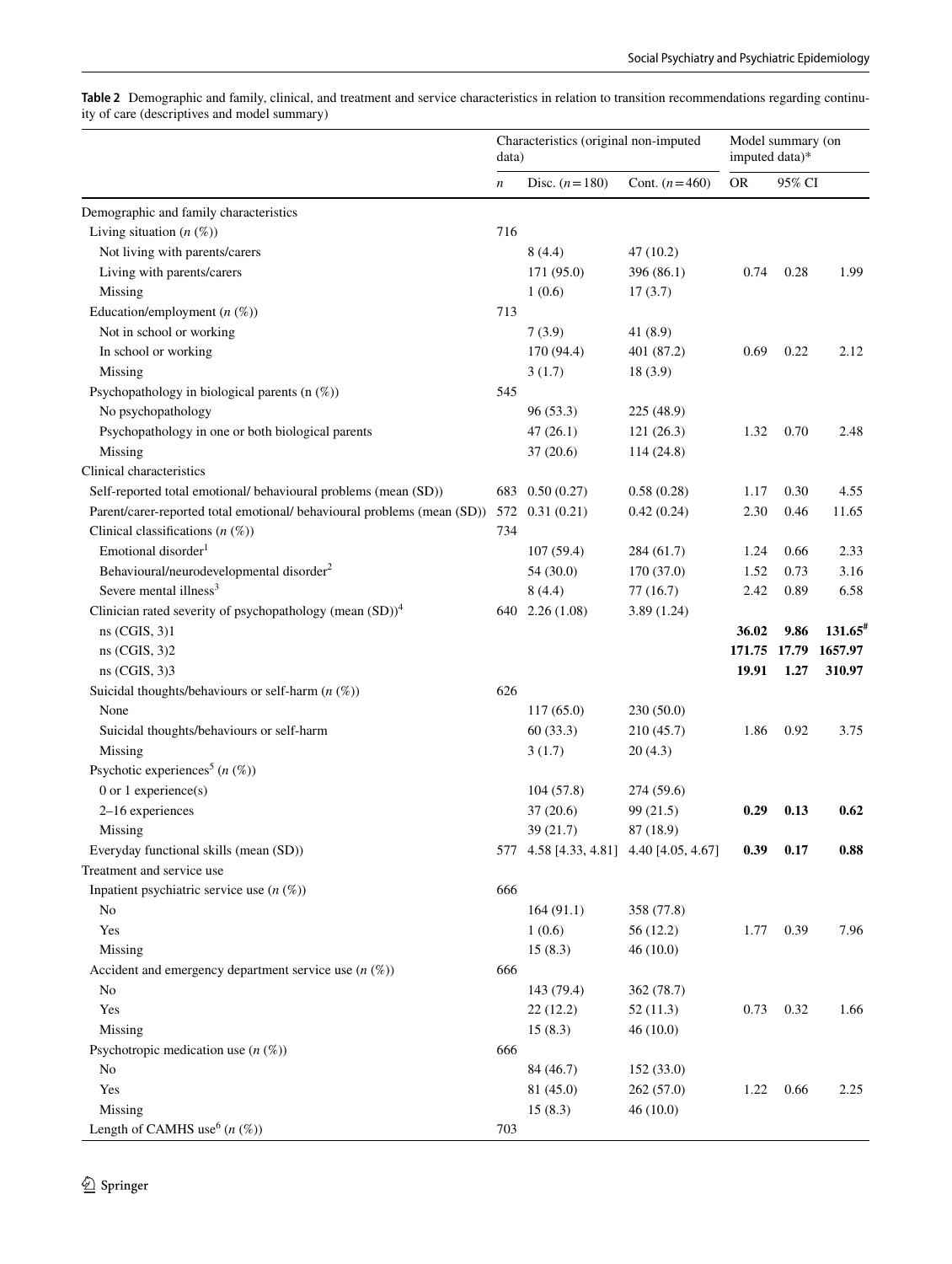**Table 2** Demographic and family, clinical, and treatment and service characteristics in relation to transition recommendations regarding continuity of care (descriptives and model summary)

| | Characteristics (original non-imputed data) | | | Model summary (on imputed data)* | | |
|---|---|---|---|---|---|---|
| | *n* | Disc. (*n* = 180) | Cont. (*n* = 460) | OR | 95% CI | |
| Demographic and family characteristics | | | | | | |
| Living situation (*n* (%)) | 716 | | | | | |
| Not living with parents/carers | | 8 (4.4) | 47 (10.2) | | | |
| Living with parents/carers | | 171 (95.0) | 396 (86.1) | 0.74 | 0.28 | 1.99 |
| Missing | | 1 (0.6) | 17 (3.7) | | | |
| Education/employment (*n* (%)) | 713 | | | | | |
| Not in school or working | | 7 (3.9) | 41 (8.9) | | | |
| In school or working | | 170 (94.4) | 401 (87.2) | 0.69 | 0.22 | 2.12 |
| Missing | | 3 (1.7) | 18 (3.9) | | | |
| Psychopathology in biological parents (n (%)) | 545 | | | | | |
| No psychopathology | | 96 (53.3) | 225 (48.9) | | | |
| Psychopathology in one or both biological parents | | 47 (26.1) | 121 (26.3) | 1.32 | 0.70 | 2.48 |
| Missing | | 37 (20.6) | 114 (24.8) | | | |
| Clinical characteristics | | | | | | |
| Self-reported total emotional/ behavioural problems (mean (SD)) | 683 | 0.50 (0.27) | 0.58 (0.28) | 1.17 | 0.30 | 4.55 |
| Parent/carer-reported total emotional/ behavioural problems (mean (SD)) | 572 | 0.31 (0.21) | 0.42 (0.24) | 2.30 | 0.46 | 11.65 |
| Clinical classifications (*n* (%)) | 734 | | | | | |
| Emotional disorder[1] | | 107 (59.4) | 284 (61.7) | 1.24 | 0.66 | 2.33 |
| Behavioural/neurodevelopmental disorder[2] | | 54 (30.0) | 170 (37.0) | 1.52 | 0.73 | 3.16 |
| Severe mental illness[3] | | 8 (4.4) | 77 (16.7) | 2.42 | 0.89 | 6.58 |
| Clinician rated severity of psychopathology (mean (SD))[4] | 640 | 2.26 (1.08) | 3.89 (1.24) | | | |
| ns (CGIS, 3)1 | | | | **36.02** | **9.86** | **131.65**[#] |
| ns (CGIS, 3)2 | | | | **171.75** | **17.79** | **1657.97** |
| ns (CGIS, 3)3 | | | | **19.91** | **1.27** | **310.97** |
| Suicidal thoughts/behaviours or self-harm (*n* (%)) | 626 | | | | | |
| None | | 117 (65.0) | 230 (50.0) | | | |
| Suicidal thoughts/behaviours or self-harm | | 60 (33.3) | 210 (45.7) | 1.86 | 0.92 | 3.75 |
| Missing | | 3 (1.7) | 20 (4.3) | | | |
| Psychotic experiences[5] (*n* (%)) | | | | | | |
| 0 or 1 experience(s) | | 104 (57.8) | 274 (59.6) | | | |
| 2–16 experiences | | 37 (20.6) | 99 (21.5) | **0.29** | **0.13** | **0.62** |
| Missing | | 39 (21.7) | 87 (18.9) | | | |
| Everyday functional skills (mean (SD)) | 577 | 4.58 [4.33, 4.81] | 4.40 [4.05, 4.67] | **0.39** | **0.17** | **0.88** |
| Treatment and service use | | | | | | |
| Inpatient psychiatric service use (*n* (%)) | 666 | | | | | |
| No | | 164 (91.1) | 358 (77.8) | | | |
| Yes | | 1 (0.6) | 56 (12.2) | 1.77 | 0.39 | 7.96 |
| Missing | | 15 (8.3) | 46 (10.0) | | | |
| Accident and emergency department service use (*n* (%)) | 666 | | | | | |
| No | | 143 (79.4) | 362 (78.7) | | | |
| Yes | | 22 (12.2) | 52 (11.3) | 0.73 | 0.32 | 1.66 |
| Missing | | 15 (8.3) | 46 (10.0) | | | |
| Psychotropic medication use (*n* (%)) | 666 | | | | | |
| No | | 84 (46.7) | 152 (33.0) | | | |
| Yes | | 81 (45.0) | 262 (57.0) | 1.22 | 0.66 | 2.25 |
| Missing | | 15 (8.3) | 46 (10.0) | | | |
| Length of CAMHS use[6] (*n* (%)) | 703 | | | | | |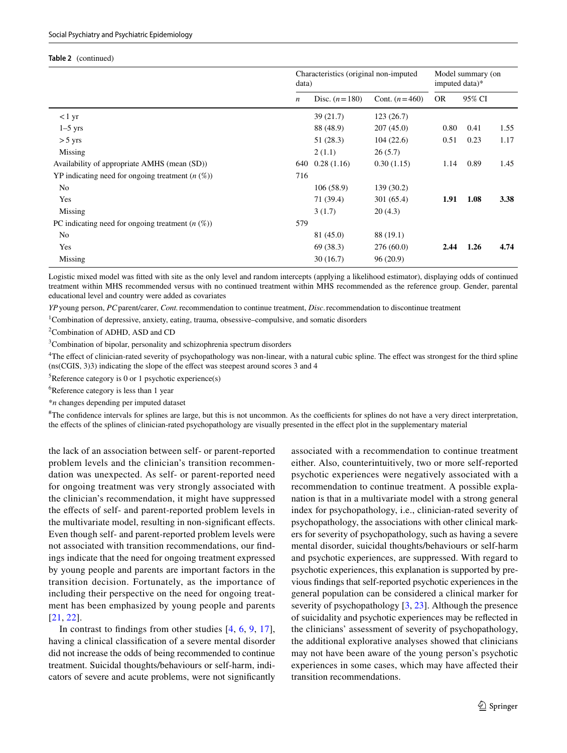**Table 2** (continued)

| | Characteristics (original non-imputed data) | | | Model summary (on imputed data)* | | |
|---|---|---|---|---|---|---|
| | *n* | Disc. (*n* = 180) | Cont. (*n* = 460) | OR | 95% CI | |
| < 1 yr | | 39 (21.7) | 123 (26.7) | | | |
| 1–5 yrs | | 88 (48.9) | 207 (45.0) | 0.80 | 0.41 | 1.55 |
| > 5 yrs | | 51 (28.3) | 104 (22.6) | 0.51 | 0.23 | 1.17 |
| Missing | | 2 (1.1) | 26 (5.7) | | | |
| Availability of appropriate AMHS (mean (SD)) | 640 | 0.28 (1.16) | 0.30 (1.15) | 1.14 | 0.89 | 1.45 |
| YP indicating need for ongoing treatment (*n* (%)) | 716 | | | | | |
| No | | 106 (58.9) | 139 (30.2) | | | |
| Yes | | 71 (39.4) | 301 (65.4) | **1.91** | **1.08** | **3.38** |
| Missing | | 3 (1.7) | 20 (4.3) | | | |
| PC indicating need for ongoing treatment (*n* (%)) | 579 | | | | | |
| No | | 81 (45.0) | 88 (19.1) | | | |
| Yes | | 69 (38.3) | 276 (60.0) | **2.44** | **1.26** | **4.74** |
| Missing | | 30 (16.7) | 96 (20.9) | | | |

Logistic mixed model was fitted with site as the only level and random intercepts (applying a likelihood estimator), displaying odds of continued treatment within MHS recommended versus with no continued treatment within MHS recommended as the reference group. Gender, parental educational level and country were added as covariates

*YP* young person, *PC* parent/carer, *Cont.* recommendation to continue treatment, *Disc.* recommendation to discontinue treatment

[1]Combination of depressive, anxiety, eating, trauma, obsessive–compulsive, and somatic disorders

[2]Combination of ADHD, ASD and CD

[3]Combination of bipolar, personality and schizophrenia spectrum disorders

[4]The effect of clinician-rated severity of psychopathology was non-linear, with a natural cubic spline. The effect was strongest for the third spline (ns(CGIS, 3)3) indicating the slope of the effect was steepest around scores 3 and 4

[5]Reference category is 0 or 1 psychotic experience(s)

[6]Reference category is less than 1 year

**n* changes depending per imputed dataset

[#]The confidence intervals for splines are large, but this is not uncommon. As the coefficients for splines do not have a very direct interpretation, the effects of the splines of clinician-rated psychopathology are visually presented in the effect plot in the supplementary material

the lack of an association between self- or parent-reported problem levels and the clinician's transition recommendation was unexpected. As self- or parent-reported need for ongoing treatment was very strongly associated with the clinician's recommendation, it might have suppressed the effects of self- and parent-reported problem levels in the multivariate model, resulting in non-significant effects. Even though self- and parent-reported problem levels were not associated with transition recommendations, our findings indicate that the need for ongoing treatment expressed by young people and parents are important factors in the transition decision. Fortunately, as the importance of including their perspective on the need for ongoing treatment has been emphasized by young people and parents [21, 22].

In contrast to findings from other studies [4, 6, 9, 17], having a clinical classification of a severe mental disorder did not increase the odds of being recommended to continue treatment. Suicidal thoughts/behaviours or self-harm, indicators of severe and acute problems, were not significantly associated with a recommendation to continue treatment either. Also, counterintuitively, two or more self-reported psychotic experiences were negatively associated with a recommendation to continue treatment. A possible explanation is that in a multivariate model with a strong general index for psychopathology, i.e., clinician-rated severity of psychopathology, the associations with other clinical markers for severity of psychopathology, such as having a severe mental disorder, suicidal thoughts/behaviours or self-harm and psychotic experiences, are suppressed. With regard to psychotic experiences, this explanation is supported by previous findings that self-reported psychotic experiences in the general population can be considered a clinical marker for severity of psychopathology [3, 23]. Although the presence of suicidality and psychotic experiences may be reflected in the clinicians' assessment of severity of psychopathology, the additional explorative analyses showed that clinicians may not have been aware of the young person's psychotic experiences in some cases, which may have affected their transition recommendations.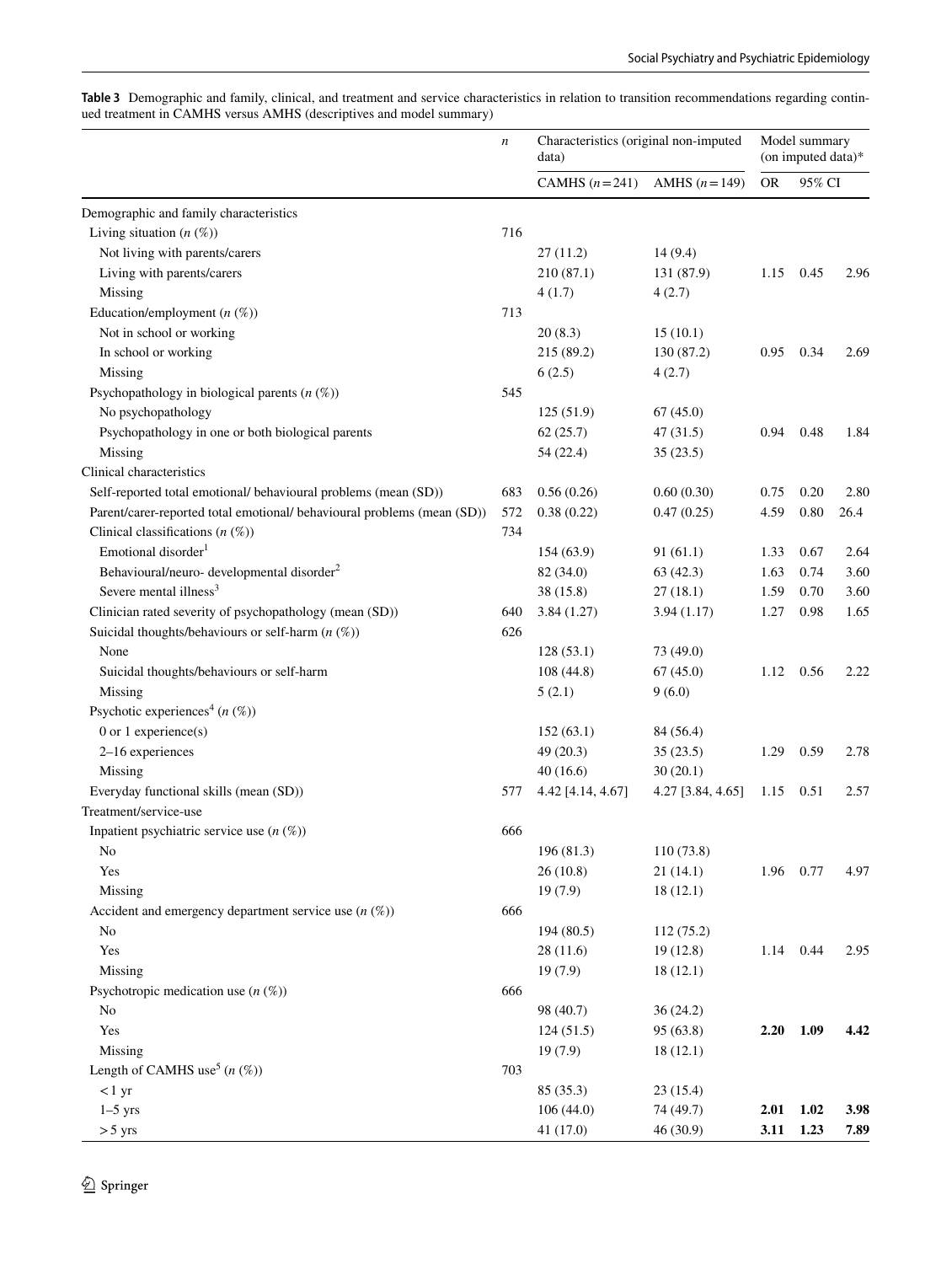**Table 3** Demographic and family, clinical, and treatment and service characteristics in relation to transition recommendations regarding continued treatment in CAMHS versus AMHS (descriptives and model summary)

| | *n* | Characteristics (original non-imputed data) | | Model summary (on imputed data)* | | |
|---|---|---|---|---|---|---|
| | | CAMHS (*n* = 241) | AMHS (*n* = 149) | OR | 95% CI | |
| Demographic and family characteristics | | | | | | |
| Living situation (*n* (%)) | 716 | | | | | |
| Not living with parents/carers | | 27 (11.2) | 14 (9.4) | | | |
| Living with parents/carers | | 210 (87.1) | 131 (87.9) | 1.15 | 0.45 | 2.96 |
| Missing | | 4 (1.7) | 4 (2.7) | | | |
| Education/employment (*n* (%)) | 713 | | | | | |
| Not in school or working | | 20 (8.3) | 15 (10.1) | | | |
| In school or working | | 215 (89.2) | 130 (87.2) | 0.95 | 0.34 | 2.69 |
| Missing | | 6 (2.5) | 4 (2.7) | | | |
| Psychopathology in biological parents (*n* (%)) | 545 | | | | | |
| No psychopathology | | 125 (51.9) | 67 (45.0) | | | |
| Psychopathology in one or both biological parents | | 62 (25.7) | 47 (31.5) | 0.94 | 0.48 | 1.84 |
| Missing | | 54 (22.4) | 35 (23.5) | | | |
| Clinical characteristics | | | | | | |
| Self-reported total emotional/ behavioural problems (mean (SD)) | 683 | 0.56 (0.26) | 0.60 (0.30) | 0.75 | 0.20 | 2.80 |
| Parent/carer-reported total emotional/ behavioural problems (mean (SD)) | 572 | 0.38 (0.22) | 0.47 (0.25) | 4.59 | 0.80 | 26.4 |
| Clinical classifications (*n* (%)) | 734 | | | | | |
| Emotional disorder[1] | | 154 (63.9) | 91 (61.1) | 1.33 | 0.67 | 2.64 |
| Behavioural/neuro- developmental disorder[2] | | 82 (34.0) | 63 (42.3) | 1.63 | 0.74 | 3.60 |
| Severe mental illness[3] | | 38 (15.8) | 27 (18.1) | 1.59 | 0.70 | 3.60 |
| Clinician rated severity of psychopathology (mean (SD)) | 640 | 3.84 (1.27) | 3.94 (1.17) | 1.27 | 0.98 | 1.65 |
| Suicidal thoughts/behaviours or self-harm (*n* (%)) | 626 | | | | | |
| None | | 128 (53.1) | 73 (49.0) | | | |
| Suicidal thoughts/behaviours or self-harm | | 108 (44.8) | 67 (45.0) | 1.12 | 0.56 | 2.22 |
| Missing | | 5 (2.1) | 9 (6.0) | | | |
| Psychotic experiences[4] (*n* (%)) | | | | | | |
| 0 or 1 experience(s) | | 152 (63.1) | 84 (56.4) | | | |
| 2–16 experiences | | 49 (20.3) | 35 (23.5) | 1.29 | 0.59 | 2.78 |
| Missing | | 40 (16.6) | 30 (20.1) | | | |
| Everyday functional skills (mean (SD)) | 577 | 4.42 [4.14, 4.67] | 4.27 [3.84, 4.65] | 1.15 | 0.51 | 2.57 |
| Treatment/service-use | | | | | | |
| Inpatient psychiatric service use (*n* (%)) | 666 | | | | | |
| No | | 196 (81.3) | 110 (73.8) | | | |
| Yes | | 26 (10.8) | 21 (14.1) | 1.96 | 0.77 | 4.97 |
| Missing | | 19 (7.9) | 18 (12.1) | | | |
| Accident and emergency department service use (*n* (%)) | 666 | | | | | |
| No | | 194 (80.5) | 112 (75.2) | | | |
| Yes | | 28 (11.6) | 19 (12.8) | 1.14 | 0.44 | 2.95 |
| Missing | | 19 (7.9) | 18 (12.1) | | | |
| Psychotropic medication use (*n* (%)) | 666 | | | | | |
| No | | 98 (40.7) | 36 (24.2) | | | |
| Yes | | 124 (51.5) | 95 (63.8) | **2.20** | **1.09** | **4.42** |
| Missing | | 19 (7.9) | 18 (12.1) | | | |
| Length of CAMHS use[5] (*n* (%)) | 703 | | | | | |
| < 1 yr | | 85 (35.3) | 23 (15.4) | | | |
| 1–5 yrs | | 106 (44.0) | 74 (49.7) | **2.01** | **1.02** | **3.98** |
| > 5 yrs | | 41 (17.0) | 46 (30.9) | **3.11** | **1.23** | **7.89** |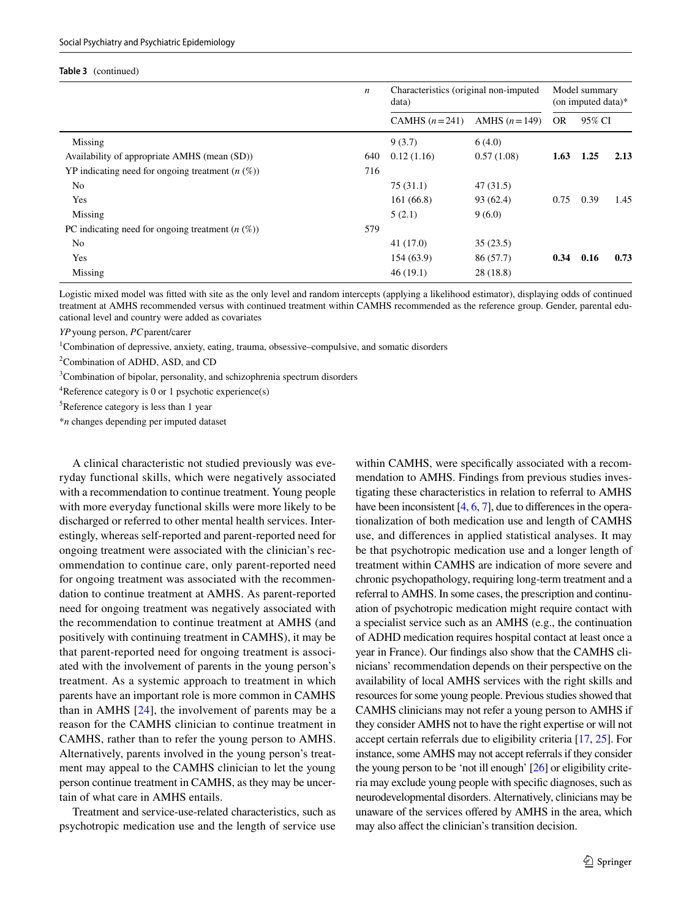**Table 3** (continued)

| | *n* | Characteristics (original non-imputed data) | | Model summary (on imputed data)* | | |
|---|---|---|---|---|---|---|
| | | CAMHS (*n* = 241) | AMHS (*n* = 149) | OR | 95% CI | |
| Missing | | 9 (3.7) | 6 (4.0) | | | |
| Availability of appropriate AMHS (mean (SD)) | 640 | 0.12 (1.16) | 0.57 (1.08) | **1.63** | **1.25** | **2.13** |
| YP indicating need for ongoing treatment (*n* (%)) | 716 | | | | | |
| No | | 75 (31.1) | 47 (31.5) | | | |
| Yes | | 161 (66.8) | 93 (62.4) | 0.75 | 0.39 | 1.45 |
| Missing | | 5 (2.1) | 9 (6.0) | | | |
| PC indicating need for ongoing treatment (*n* (%)) | 579 | | | | | |
| No | | 41 (17.0) | 35 (23.5) | | | |
| Yes | | 154 (63.9) | 86 (57.7) | **0.34** | **0.16** | **0.73** |
| Missing | | 46 (19.1) | 28 (18.8) | | | |

Logistic mixed model was fitted with site as the only level and random intercepts (applying a likelihood estimator), displaying odds of continued treatment at AMHS recommended versus with continued treatment within CAMHS recommended as the reference group. Gender, parental educational level and country were added as covariates

*YP* young person, *PC* parent/carer

[1]Combination of depressive, anxiety, eating, trauma, obsessive–compulsive, and somatic disorders

[2]Combination of ADHD, ASD, and CD

[3]Combination of bipolar, personality, and schizophrenia spectrum disorders

[4]Reference category is 0 or 1 psychotic experience(s)

[5]Reference category is less than 1 year

**n* changes depending per imputed dataset

A clinical characteristic not studied previously was everyday functional skills, which were negatively associated with a recommendation to continue treatment. Young people with more everyday functional skills were more likely to be discharged or referred to other mental health services. Interestingly, whereas self-reported and parent-reported need for ongoing treatment were associated with the clinician's recommendation to continue care, only parent-reported need for ongoing treatment was associated with the recommendation to continue treatment at AMHS. As parent-reported need for ongoing treatment was negatively associated with the recommendation to continue treatment at AMHS (and positively with continuing treatment in CAMHS), it may be that parent-reported need for ongoing treatment is associated with the involvement of parents in the young person's treatment. As a systemic approach to treatment in which parents have an important role is more common in CAMHS than in AMHS [24], the involvement of parents may be a reason for the CAMHS clinician to continue treatment in CAMHS, rather than to refer the young person to AMHS. Alternatively, parents involved in the young person's treatment may appeal to the CAMHS clinician to let the young person continue treatment in CAMHS, as they may be uncertain of what care in AMHS entails.

Treatment and service-use-related characteristics, such as psychotropic medication use and the length of service use within CAMHS, were specifically associated with a recommendation to AMHS. Findings from previous studies investigating these characteristics in relation to referral to AMHS have been inconsistent [4, 6, 7], due to differences in the operationalization of both medication use and length of CAMHS use, and differences in applied statistical analyses. It may be that psychotropic medication use and a longer length of treatment within CAMHS are indication of more severe and chronic psychopathology, requiring long-term treatment and a referral to AMHS. In some cases, the prescription and continuation of psychotropic medication might require contact with a specialist service such as an AMHS (e.g., the continuation of ADHD medication requires hospital contact at least once a year in France). Our findings also show that the CAMHS clinicians' recommendation depends on their perspective on the availability of local AMHS services with the right skills and resources for some young people. Previous studies showed that CAMHS clinicians may not refer a young person to AMHS if they consider AMHS not to have the right expertise or will not accept certain referrals due to eligibility criteria [17, 25]. For instance, some AMHS may not accept referrals if they consider the young person to be 'not ill enough' [26] or eligibility criteria may exclude young people with specific diagnoses, such as neurodevelopmental disorders. Alternatively, clinicians may be unaware of the services offered by AMHS in the area, which may also affect the clinician's transition decision.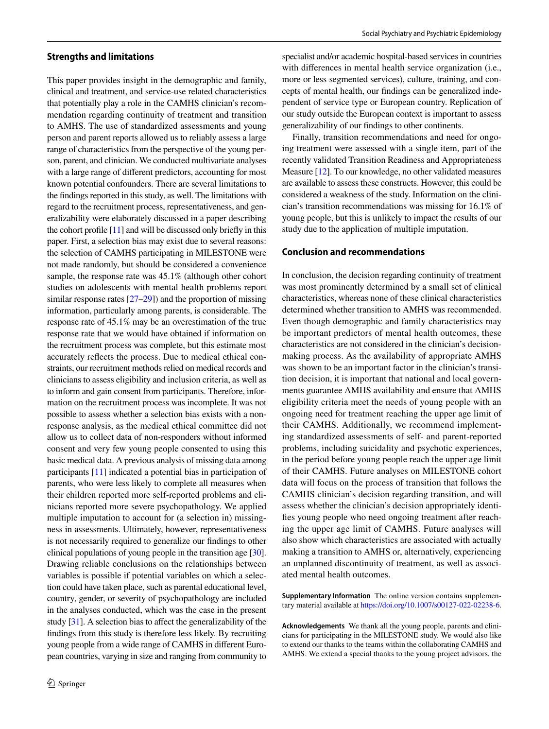## Strengths and limitations

This paper provides insight in the demographic and family, clinical and treatment, and service-use related characteristics that potentially play a role in the CAMHS clinician's recommendation regarding continuity of treatment and transition to AMHS. The use of standardized assessments and young person and parent reports allowed us to reliably assess a large range of characteristics from the perspective of the young person, parent, and clinician. We conducted multivariate analyses with a large range of different predictors, accounting for most known potential confounders. There are several limitations to the findings reported in this study, as well. The limitations with regard to the recruitment process, representativeness, and generalizability were elaborately discussed in a paper describing the cohort profile [11] and will be discussed only briefly in this paper. First, a selection bias may exist due to several reasons: the selection of CAMHS participating in MILESTONE were not made randomly, but should be considered a convenience sample, the response rate was 45.1% (although other cohort studies on adolescents with mental health problems report similar response rates [27–29]) and the proportion of missing information, particularly among parents, is considerable. The response rate of 45.1% may be an overestimation of the true response rate that we would have obtained if information on the recruitment process was complete, but this estimate most accurately reflects the process. Due to medical ethical constraints, our recruitment methods relied on medical records and clinicians to assess eligibility and inclusion criteria, as well as to inform and gain consent from participants. Therefore, information on the recruitment process was incomplete. It was not possible to assess whether a selection bias exists with a non-response analysis, as the medical ethical committee did not allow us to collect data of non-responders without informed consent and very few young people consented to using this basic medical data. A previous analysis of missing data among participants [11] indicated a potential bias in participation of parents, who were less likely to complete all measures when their children reported more self-reported problems and clinicians reported more severe psychopathology. We applied multiple imputation to account for (a selection in) missingness in assessments. Ultimately, however, representativeness is not necessarily required to generalize our findings to other clinical populations of young people in the transition age [30]. Drawing reliable conclusions on the relationships between variables is possible if potential variables on which a selection could have taken place, such as parental educational level, country, gender, or severity of psychopathology are included in the analyses conducted, which was the case in the present study [31]. A selection bias to affect the generalizability of the findings from this study is therefore less likely. By recruiting young people from a wide range of CAMHS in different European countries, varying in size and ranging from community to specialist and/or academic hospital-based services in countries with differences in mental health service organization (i.e., more or less segmented services), culture, training, and concepts of mental health, our findings can be generalized independent of service type or European country. Replication of our study outside the European context is important to assess generalizability of our findings to other continents.

Finally, transition recommendations and need for ongoing treatment were assessed with a single item, part of the recently validated Transition Readiness and Appropriateness Measure [12]. To our knowledge, no other validated measures are available to assess these constructs. However, this could be considered a weakness of the study. Information on the clinician's transition recommendations was missing for 16.1% of young people, but this is unlikely to impact the results of our study due to the application of multiple imputation.

## Conclusion and recommendations

In conclusion, the decision regarding continuity of treatment was most prominently determined by a small set of clinical characteristics, whereas none of these clinical characteristics determined whether transition to AMHS was recommended. Even though demographic and family characteristics may be important predictors of mental health outcomes, these characteristics are not considered in the clinician's decision-making process. As the availability of appropriate AMHS was shown to be an important factor in the clinician's transition decision, it is important that national and local governments guarantee AMHS availability and ensure that AMHS eligibility criteria meet the needs of young people with an ongoing need for treatment reaching the upper age limit of their CAMHS. Additionally, we recommend implementing standardized assessments of self- and parent-reported problems, including suicidality and psychotic experiences, in the period before young people reach the upper age limit of their CAMHS. Future analyses on MILESTONE cohort data will focus on the process of transition that follows the CAMHS clinician's decision regarding transition, and will assess whether the clinician's decision appropriately identifies young people who need ongoing treatment after reaching the upper age limit of CAMHS. Future analyses will also show which characteristics are associated with actually making a transition to AMHS or, alternatively, experiencing an unplanned discontinuity of treatment, as well as associated mental health outcomes.

**Supplementary Information** The online version contains supplementary material available at https://doi.org/10.1007/s00127-022-02238-6.

**Acknowledgements** We thank all the young people, parents and clinicians for participating in the MILESTONE study. We would also like to extend our thanks to the teams within the collaborating CAMHS and AMHS. We extend a special thanks to the young project advisors, the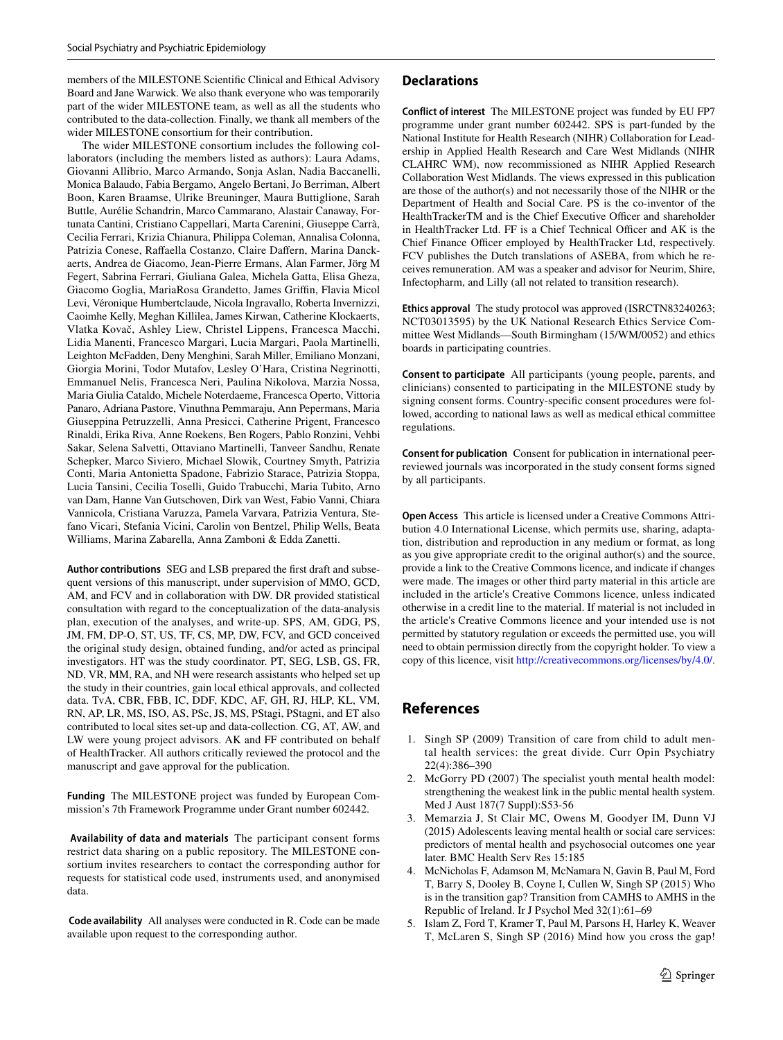members of the MILESTONE Scientific Clinical and Ethical Advisory Board and Jane Warwick. We also thank everyone who was temporarily part of the wider MILESTONE team, as well as all the students who contributed to the data-collection. Finally, we thank all members of the wider MILESTONE consortium for their contribution.

The wider MILESTONE consortium includes the following collaborators (including the members listed as authors): Laura Adams, Giovanni Allibrio, Marco Armando, Sonja Aslan, Nadia Baccanelli, Monica Balaudo, Fabia Bergamo, Angelo Bertani, Jo Berriman, Albert Boon, Karen Braamse, Ulrike Breuninger, Maura Buttiglione, Sarah Buttle, Aurélie Schandrin, Marco Cammarano, Alastair Canaway, Fortunata Cantini, Cristiano Cappellari, Marta Carenini, Giuseppe Carrà, Cecilia Ferrari, Krizia Chianura, Philippa Coleman, Annalisa Colonna, Patrizia Conese, Raffaella Costanzo, Claire Daffern, Marina Danckaerts, Andrea de Giacomo, Jean-Pierre Ermans, Alan Farmer, Jörg M Fegert, Sabrina Ferrari, Giuliana Galea, Michela Gatta, Elisa Gheza, Giacomo Goglia, MariaRosa Grandetto, James Griffin, Flavia Micol Levi, Véronique Humbertclaude, Nicola Ingravallo, Roberta Invernizzi, Caoimhe Kelly, Meghan Killilea, James Kirwan, Catherine Klockaerts, Vlatka Kovač, Ashley Liew, Christel Lippens, Francesca Macchi, Lidia Manenti, Francesco Margari, Lucia Margari, Paola Martinelli, Leighton McFadden, Deny Menghini, Sarah Miller, Emiliano Monzani, Giorgia Morini, Todor Mutafov, Lesley O'Hara, Cristina Negrinotti, Emmanuel Nelis, Francesca Neri, Paulina Nikolova, Marzia Nossa, Maria Giulia Cataldo, Michele Noterdaeme, Francesca Operto, Vittoria Panaro, Adriana Pastore, Vinuthna Pemmaraju, Ann Pepermans, Maria Giuseppina Petruzzelli, Anna Presicci, Catherine Prigent, Francesco Rinaldi, Erika Riva, Anne Roekens, Ben Rogers, Pablo Ronzini, Vehbi Sakar, Selena Salvetti, Ottaviano Martinelli, Tanveer Sandhu, Renate Schepker, Marco Siviero, Michael Slowik, Courtney Smyth, Patrizia Conti, Maria Antonietta Spadone, Fabrizio Starace, Patrizia Stoppa, Lucia Tansini, Cecilia Toselli, Guido Trabucchi, Maria Tubito, Arno van Dam, Hanne Van Gutschoven, Dirk van West, Fabio Vanni, Chiara Vannicola, Cristiana Varuzza, Pamela Varvara, Patrizia Ventura, Stefano Vicari, Stefania Vicini, Carolin von Bentzel, Philip Wells, Beata Williams, Marina Zabarella, Anna Zamboni & Edda Zanetti.

**Author contributions** SEG and LSB prepared the first draft and subsequent versions of this manuscript, under supervision of MMO, GCD, AM, and FCV and in collaboration with DW. DR provided statistical consultation with regard to the conceptualization of the data-analysis plan, execution of the analyses, and write-up. SPS, AM, GDG, PS, JM, FM, DP-O, ST, US, TF, CS, MP, DW, FCV, and GCD conceived the original study design, obtained funding, and/or acted as principal investigators. HT was the study coordinator. PT, SEG, LSB, GS, FR, ND, VR, MM, RA, and NH were research assistants who helped set up the study in their countries, gain local ethical approvals, and collected data. TvA, CBR, FBB, IC, DDF, KDC, AF, GH, RJ, HLP, KL, VM, RN, AP, LR, MS, ISO, AS, PSc, JS, MS, PStagi, PStagni, and ET also contributed to local sites set-up and data-collection. CG, AT, AW, and LW were young project advisors. AK and FF contributed on behalf of HealthTracker. All authors critically reviewed the protocol and the manuscript and gave approval for the publication.

**Funding** The MILESTONE project was funded by European Commission's 7th Framework Programme under Grant number 602442.

**Availability of data and materials** The participant consent forms restrict data sharing on a public repository. The MILESTONE consortium invites researchers to contact the corresponding author for requests for statistical code used, instruments used, and anonymised data.

**Code availability** All analyses were conducted in R. Code can be made available upon request to the corresponding author.

## Declarations

**Conflict of interest** The MILESTONE project was funded by EU FP7 programme under grant number 602442. SPS is part-funded by the National Institute for Health Research (NIHR) Collaboration for Leadership in Applied Health Research and Care West Midlands (NIHR CLAHRC WM), now recommissioned as NIHR Applied Research Collaboration West Midlands. The views expressed in this publication are those of the author(s) and not necessarily those of the NIHR or the Department of Health and Social Care. PS is the co-inventor of the HealthTrackerTM and is the Chief Executive Officer and shareholder in HealthTracker Ltd. FF is a Chief Technical Officer and AK is the Chief Finance Officer employed by HealthTracker Ltd, respectively. FCV publishes the Dutch translations of ASEBA, from which he receives remuneration. AM was a speaker and advisor for Neurim, Shire, Infectopharm, and Lilly (all not related to transition research).

**Ethics approval** The study protocol was approved (ISRCTN83240263; NCT03013595) by the UK National Research Ethics Service Committee West Midlands—South Birmingham (15/WM/0052) and ethics boards in participating countries.

**Consent to participate** All participants (young people, parents, and clinicians) consented to participating in the MILESTONE study by signing consent forms. Country-specific consent procedures were followed, according to national laws as well as medical ethical committee regulations.

**Consent for publication** Consent for publication in international peer-reviewed journals was incorporated in the study consent forms signed by all participants.

**Open Access** This article is licensed under a Creative Commons Attribution 4.0 International License, which permits use, sharing, adaptation, distribution and reproduction in any medium or format, as long as you give appropriate credit to the original author(s) and the source, provide a link to the Creative Commons licence, and indicate if changes were made. The images or other third party material in this article are included in the article's Creative Commons licence, unless indicated otherwise in a credit line to the material. If material is not included in the article's Creative Commons licence and your intended use is not permitted by statutory regulation or exceeds the permitted use, you will need to obtain permission directly from the copyright holder. To view a copy of this licence, visit http://creativecommons.org/licenses/by/4.0/.

## References

1. Singh SP (2009) Transition of care from child to adult mental health services: the great divide. Curr Opin Psychiatry 22(4):386–390
2. McGorry PD (2007) The specialist youth mental health model: strengthening the weakest link in the public mental health system. Med J Aust 187(7 Suppl):S53-56
3. Memarzia J, St Clair MC, Owens M, Goodyer IM, Dunn VJ (2015) Adolescents leaving mental health or social care services: predictors of mental health and psychosocial outcomes one year later. BMC Health Serv Res 15:185
4. McNicholas F, Adamson M, McNamara N, Gavin B, Paul M, Ford T, Barry S, Dooley B, Coyne I, Cullen W, Singh SP (2015) Who is in the transition gap? Transition from CAMHS to AMHS in the Republic of Ireland. Ir J Psychol Med 32(1):61–69
5. Islam Z, Ford T, Kramer T, Paul M, Parsons H, Harley K, Weaver T, McLaren S, Singh SP (2016) Mind how you cross the gap!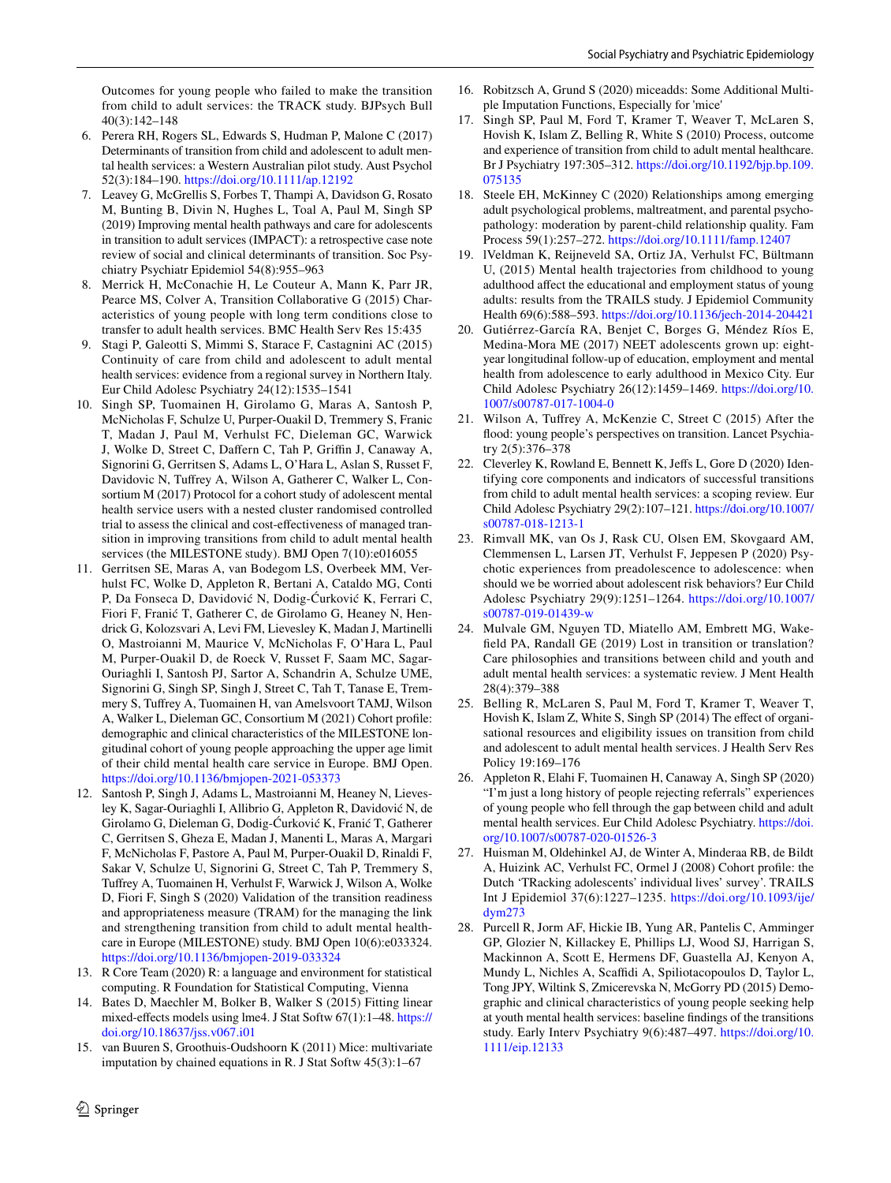Outcomes for young people who failed to make the transition from child to adult services: the TRACK study. BJPsych Bull 40(3):142–148

6. Perera RH, Rogers SL, Edwards S, Hudman P, Malone C (2017) Determinants of transition from child and adolescent to adult mental health services: a Western Australian pilot study. Aust Psychol 52(3):184–190. https://doi.org/10.1111/ap.12192
7. Leavey G, McGrellis S, Forbes T, Thampi A, Davidson G, Rosato M, Bunting B, Divin N, Hughes L, Toal A, Paul M, Singh SP (2019) Improving mental health pathways and care for adolescents in transition to adult services (IMPACT): a retrospective case note review of social and clinical determinants of transition. Soc Psychiatry Psychiatr Epidemiol 54(8):955–963
8. Merrick H, McConachie H, Le Couteur A, Mann K, Parr JR, Pearce MS, Colver A, Transition Collaborative G (2015) Characteristics of young people with long term conditions close to transfer to adult health services. BMC Health Serv Res 15:435
9. Stagi P, Galeotti S, Mimmi S, Starace F, Castagnini AC (2015) Continuity of care from child and adolescent to adult mental health services: evidence from a regional survey in Northern Italy. Eur Child Adolesc Psychiatry 24(12):1535–1541
10. Singh SP, Tuomainen H, Girolamo G, Maras A, Santosh P, McNicholas F, Schulze U, Purper-Ouakil D, Tremmery S, Franic T, Madan J, Paul M, Verhulst FC, Dieleman GC, Warwick J, Wolke D, Street C, Daffern C, Tah P, Griffin J, Canaway A, Signorini G, Gerritsen S, Adams L, O'Hara L, Aslan S, Russet F, Davidovic N, Tuffrey A, Wilson A, Gatherer C, Walker L, Consortium M (2017) Protocol for a cohort study of adolescent mental health service users with a nested cluster randomised controlled trial to assess the clinical and cost-effectiveness of managed transition in improving transitions from child to adult mental health services (the MILESTONE study). BMJ Open 7(10):e016055
11. Gerritsen SE, Maras A, van Bodegom LS, Overbeek MM, Verhulst FC, Wolke D, Appleton R, Bertani A, Cataldo MG, Conti P, Da Fonseca D, Davidović N, Dodig-Ćurković K, Ferrari C, Fiori F, Franić T, Gatherer C, de Girolamo G, Heaney N, Hendrick G, Kolozsvari A, Levi FM, Lievesley K, Madan J, Martinelli O, Mastroianni M, Maurice V, McNicholas F, O'Hara L, Paul M, Purper-Ouakil D, de Roeck V, Russet F, Saam MC, Sagar-Ouriaghli I, Santosh PJ, Sartor A, Schandrin A, Schulze UME, Signorini G, Singh SP, Singh J, Street C, Tah T, Tanase E, Tremmery S, Tuffrey A, Tuomainen H, van Amelsvoort TAMJ, Wilson A, Walker L, Dieleman GC, Consortium M (2021) Cohort profile: demographic and clinical characteristics of the MILESTONE longitudinal cohort of young people approaching the upper age limit of their child mental health care service in Europe. BMJ Open. https://doi.org/10.1136/bmjopen-2021-053373
12. Santosh P, Singh J, Adams L, Mastroianni M, Heaney N, Lievesley K, Sagar-Ouriaghli I, Allibrio G, Appleton R, Davidović N, de Girolamo G, Dieleman G, Dodig-Ćurković K, Franić T, Gatherer C, Gerritsen S, Gheza E, Madan J, Manenti L, Maras A, Margari F, McNicholas F, Pastore A, Paul M, Purper-Ouakil D, Rinaldi F, Sakar V, Schulze U, Signorini G, Street C, Tah P, Tremmery S, Tuffrey A, Tuomainen H, Verhulst F, Warwick J, Wilson A, Wolke D, Fiori F, Singh S (2020) Validation of the transition readiness and appropriateness measure (TRAM) for the managing the link and strengthening transition from child to adult mental healthcare in Europe (MILESTONE) study. BMJ Open 10(6):e033324. https://doi.org/10.1136/bmjopen-2019-033324
13. R Core Team (2020) R: a language and environment for statistical computing. R Foundation for Statistical Computing, Vienna
14. Bates D, Maechler M, Bolker B, Walker S (2015) Fitting linear mixed-effects models using lme4. J Stat Softw 67(1):1–48. https://doi.org/10.18637/jss.v067.i01
15. van Buuren S, Groothuis-Oudshoorn K (2011) Mice: multivariate imputation by chained equations in R. J Stat Softw 45(3):1–67
16. Robitzsch A, Grund S (2020) miceadds: Some Additional Multiple Imputation Functions, Especially for 'mice'
17. Singh SP, Paul M, Ford T, Kramer T, Weaver T, McLaren S, Hovish K, Islam Z, Belling R, White S (2010) Process, outcome and experience of transition from child to adult mental healthcare. Br J Psychiatry 197:305–312. https://doi.org/10.1192/bjp.bp.109.075135
18. Steele EH, McKinney C (2020) Relationships among emerging adult psychological problems, maltreatment, and parental psychopathology: moderation by parent-child relationship quality. Fam Process 59(1):257–272. https://doi.org/10.1111/famp.12407
19. lVeldman K, Reijneveld SA, Ortiz JA, Verhulst FC, Bültmann U, (2015) Mental health trajectories from childhood to young adulthood affect the educational and employment status of young adults: results from the TRAILS study. J Epidemiol Community Health 69(6):588–593. https://doi.org/10.1136/jech-2014-204421
20. Gutiérrez-García RA, Benjet C, Borges G, Méndez Ríos E, Medina-Mora ME (2017) NEET adolescents grown up: eight-year longitudinal follow-up of education, employment and mental health from adolescence to early adulthood in Mexico City. Eur Child Adolesc Psychiatry 26(12):1459–1469. https://doi.org/10.1007/s00787-017-1004-0
21. Wilson A, Tuffrey A, McKenzie C, Street C (2015) After the flood: young people's perspectives on transition. Lancet Psychiatry 2(5):376–378
22. Cleverley K, Rowland E, Bennett K, Jeffs L, Gore D (2020) Identifying core components and indicators of successful transitions from child to adult mental health services: a scoping review. Eur Child Adolesc Psychiatry 29(2):107–121. https://doi.org/10.1007/s00787-018-1213-1
23. Rimvall MK, van Os J, Rask CU, Olsen EM, Skovgaard AM, Clemmensen L, Larsen JT, Verhulst F, Jeppesen P (2020) Psychotic experiences from preadolescence to adolescence: when should we be worried about adolescent risk behaviors? Eur Child Adolesc Psychiatry 29(9):1251–1264. https://doi.org/10.1007/s00787-019-01439-w
24. Mulvale GM, Nguyen TD, Miatello AM, Embrett MG, Wakefield PA, Randall GE (2019) Lost in transition or translation? Care philosophies and transitions between child and youth and adult mental health services: a systematic review. J Ment Health 28(4):379–388
25. Belling R, McLaren S, Paul M, Ford T, Kramer T, Weaver T, Hovish K, Islam Z, White S, Singh SP (2014) The effect of organisational resources and eligibility issues on transition from child and adolescent to adult mental health services. J Health Serv Res Policy 19:169–176
26. Appleton R, Elahi F, Tuomainen H, Canaway A, Singh SP (2020) "I'm just a long history of people rejecting referrals" experiences of young people who fell through the gap between child and adult mental health services. Eur Child Adolesc Psychiatry. https://doi.org/10.1007/s00787-020-01526-3
27. Huisman M, Oldehinkel AJ, de Winter A, Minderaa RB, de Bildt A, Huizink AC, Verhulst FC, Ormel J (2008) Cohort profile: the Dutch 'TRacking adolescents' individual lives' survey'. TRAILS Int J Epidemiol 37(6):1227–1235. https://doi.org/10.1093/ije/dym273
28. Purcell R, Jorm AF, Hickie IB, Yung AR, Pantelis C, Amminger GP, Glozier N, Killackey E, Phillips LJ, Wood SJ, Harrigan S, Mackinnon A, Scott E, Hermens DF, Guastella AJ, Kenyon A, Mundy L, Nichles A, Scaffidi A, Spiliotacopoulos D, Taylor L, Tong JPY, Wiltink S, Zmicerevska N, McGorry PD (2015) Demographic and clinical characteristics of young people seeking help at youth mental health services: baseline findings of the transitions study. Early Interv Psychiatry 9(6):487–497. https://doi.org/10.1111/eip.12133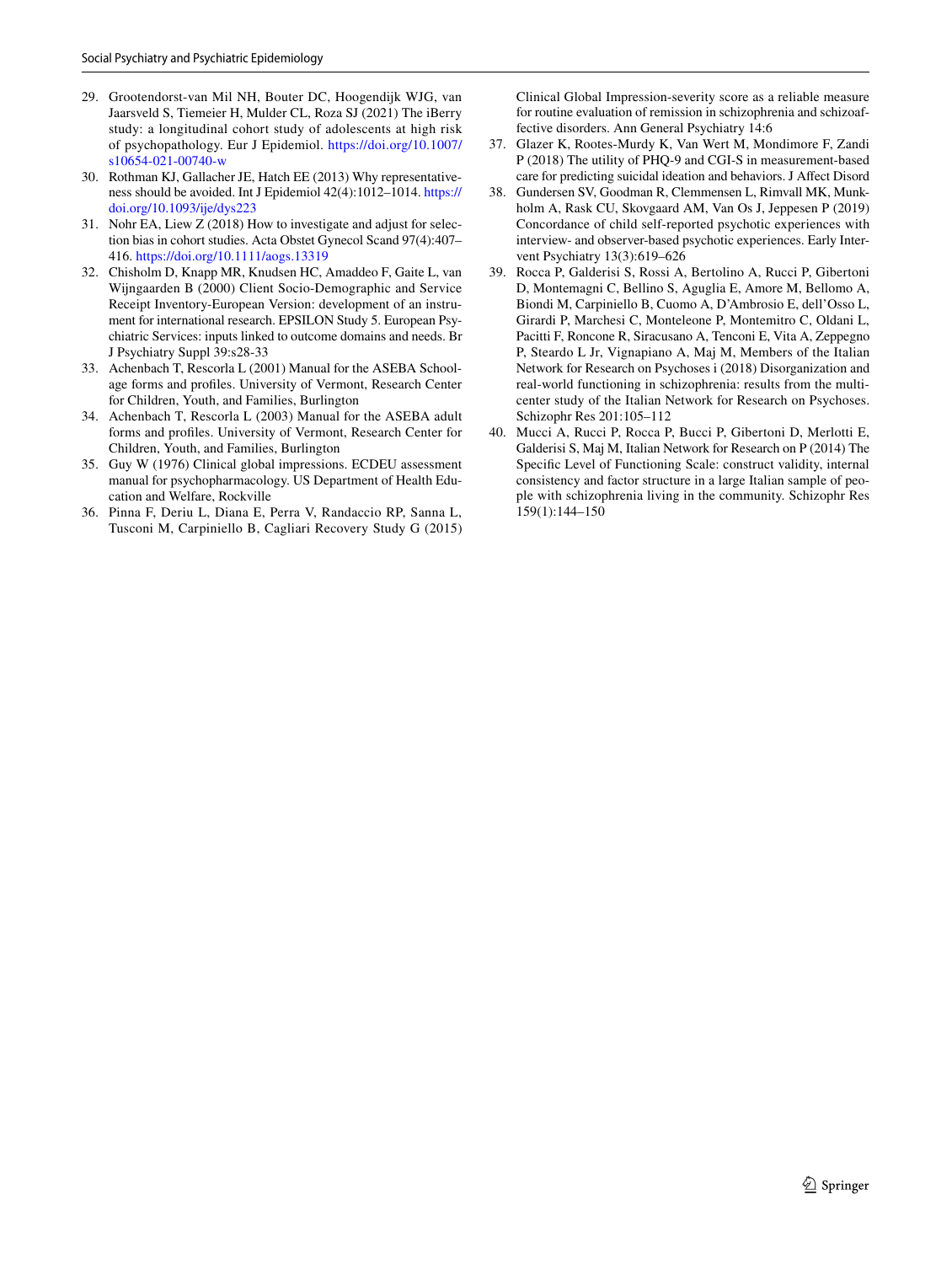29. Grootendorst-van Mil NH, Bouter DC, Hoogendijk WJG, van Jaarsveld S, Tiemeier H, Mulder CL, Roza SJ (2021) The iBerry study: a longitudinal cohort study of adolescents at high risk of psychopathology. Eur J Epidemiol. https://doi.org/10.1007/s10654-021-00740-w
30. Rothman KJ, Gallacher JE, Hatch EE (2013) Why representativeness should be avoided. Int J Epidemiol 42(4):1012–1014. https://doi.org/10.1093/ije/dys223
31. Nohr EA, Liew Z (2018) How to investigate and adjust for selection bias in cohort studies. Acta Obstet Gynecol Scand 97(4):407–416. https://doi.org/10.1111/aogs.13319
32. Chisholm D, Knapp MR, Knudsen HC, Amaddeo F, Gaite L, van Wijngaarden B (2000) Client Socio-Demographic and Service Receipt Inventory-European Version: development of an instrument for international research. EPSILON Study 5. European Psychiatric Services: inputs linked to outcome domains and needs. Br J Psychiatry Suppl 39:s28-33
33. Achenbach T, Rescorla L (2001) Manual for the ASEBA School-age forms and profiles. University of Vermont, Research Center for Children, Youth, and Families, Burlington
34. Achenbach T, Rescorla L (2003) Manual for the ASEBA adult forms and profiles. University of Vermont, Research Center for Children, Youth, and Families, Burlington
35. Guy W (1976) Clinical global impressions. ECDEU assessment manual for psychopharmacology. US Department of Health Education and Welfare, Rockville
36. Pinna F, Deriu L, Diana E, Perra V, Randaccio RP, Sanna L, Tusconi M, Carpiniello B, Cagliari Recovery Study G (2015) Clinical Global Impression-severity score as a reliable measure for routine evaluation of remission in schizophrenia and schizoaffective disorders. Ann General Psychiatry 14:6
37. Glazer K, Rootes-Murdy K, Van Wert M, Mondimore F, Zandi P (2018) The utility of PHQ-9 and CGI-S in measurement-based care for predicting suicidal ideation and behaviors. J Affect Disord
38. Gundersen SV, Goodman R, Clemmensen L, Rimvall MK, Munkholm A, Rask CU, Skovgaard AM, Van Os J, Jeppesen P (2019) Concordance of child self-reported psychotic experiences with interview- and observer-based psychotic experiences. Early Interv Psychiatry 13(3):619–626
39. Rocca P, Galderisi S, Rossi A, Bertolino A, Rucci P, Gibertoni D, Montemagni C, Bellino S, Aguglia E, Amore M, Bellomo A, Biondi M, Carpiniello B, Cuomo A, D'Ambrosio E, dell'Osso L, Girardi P, Marchesi C, Monteleone P, Montemitro C, Oldani L, Pacitti F, Roncone R, Siracusano A, Tenconi E, Vita A, Zeppegno P, Steardo L Jr, Vignapiano A, Maj M, Members of the Italian Network for Research on Psychoses i (2018) Disorganization and real-world functioning in schizophrenia: results from the multicenter study of the Italian Network for Research on Psychoses. Schizophr Res 201:105–112
40. Mucci A, Rucci P, Rocca P, Bucci P, Gibertoni D, Merlotti E, Galderisi S, Maj M, Italian Network for Research on P (2014) The Specific Level of Functioning Scale: construct validity, internal consistency and factor structure in a large Italian sample of people with schizophrenia living in the community. Schizophr Res 159(1):144–150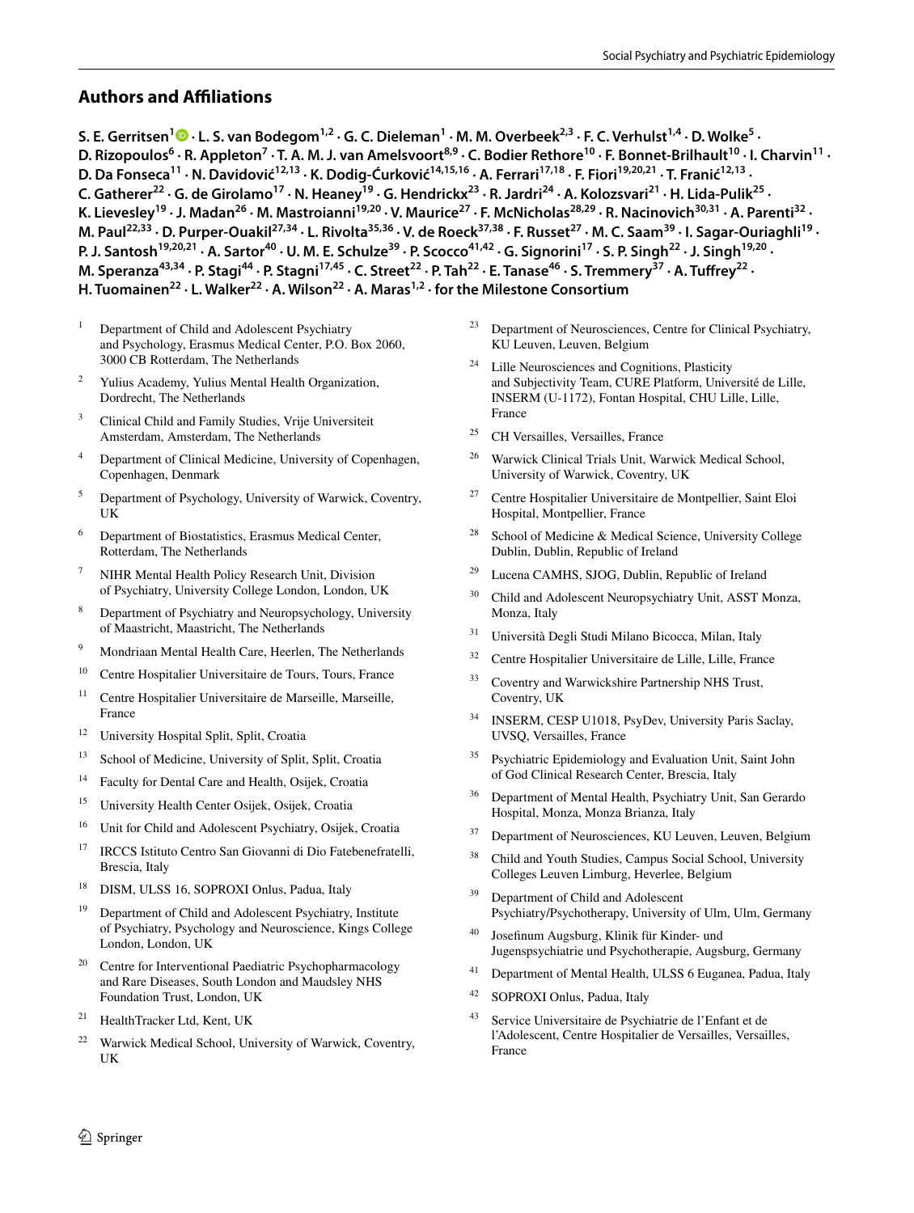## Authors and Affiliations

**S. E. Gerritsen[1] · L. S. van Bodegom[1,2] · G. C. Dieleman[1] · M. M. Overbeek[2,3] · F. C. Verhulst[1,4] · D. Wolke[5] · D. Rizopoulos[6] · R. Appleton[7] · T. A. M. J. van Amelsvoort[8,9] · C. Bodier Rethore[10] · F. Bonnet-Brilhault[10] · I. Charvin[11] · D. Da Fonseca[11] · N. Davidović[12,13] · K. Dodig-Ćurković[14,15,16] · A. Ferrari[17,18] · F. Fiori[19,20,21] · T. Franić[12,13] · C. Gatherer[22] · G. de Girolamo[17] · N. Heaney[19] · G. Hendrickx[23] · R. Jardri[24] · A. Kolozsvari[21] · H. Lida-Pulik[25] · K. Lievesley[19] · J. Madan[26] · M. Mastroianni[19,20] · V. Maurice[27] · F. McNicholas[28,29] · R. Nacinovich[30,31] · A. Parenti[32] · M. Paul[22,33] · D. Purper-Ouakil[27,34] · L. Rivolta[35,36] · V. de Roeck[37,38] · F. Russet[27] · M. C. Saam[39] · I. Sagar-Ouriaghli[19] · P. J. Santosh[19,20,21] · A. Sartor[40] · U. M. E. Schulze[39] · P. Scocco[41,42] · G. Signorini[17] · S. P. Singh[22] · J. Singh[19,20] · M. Speranza[43,34] · P. Stagi[44] · P. Stagni[17,45] · C. Street[22] · P. Tah[22] · E. Tanase[46] · S. Tremmery[37] · A. Tuffrey[22] · H. Tuomainen[22] · L. Walker[22] · A. Wilson[22] · A. Maras[1,2] · for the Milestone Consortium**

1. Department of Child and Adolescent Psychiatry and Psychology, Erasmus Medical Center, P.O. Box 2060, 3000 CB Rotterdam, The Netherlands
2. Yulius Academy, Yulius Mental Health Organization, Dordrecht, The Netherlands
3. Clinical Child and Family Studies, Vrije Universiteit Amsterdam, Amsterdam, The Netherlands
4. Department of Clinical Medicine, University of Copenhagen, Copenhagen, Denmark
5. Department of Psychology, University of Warwick, Coventry, UK
6. Department of Biostatistics, Erasmus Medical Center, Rotterdam, The Netherlands
7. NIHR Mental Health Policy Research Unit, Division of Psychiatry, University College London, London, UK
8. Department of Psychiatry and Neuropsychology, University of Maastricht, Maastricht, The Netherlands
9. Mondriaan Mental Health Care, Heerlen, The Netherlands
10. Centre Hospitalier Universitaire de Tours, Tours, France
11. Centre Hospitalier Universitaire de Marseille, Marseille, France
12. University Hospital Split, Split, Croatia
13. School of Medicine, University of Split, Split, Croatia
14. Faculty for Dental Care and Health, Osijek, Croatia
15. University Health Center Osijek, Osijek, Croatia
16. Unit for Child and Adolescent Psychiatry, Osijek, Croatia
17. IRCCS Istituto Centro San Giovanni di Dio Fatebenefratelli, Brescia, Italy
18. DISM, ULSS 16, SOPROXI Onlus, Padua, Italy
19. Department of Child and Adolescent Psychiatry, Institute of Psychiatry, Psychology and Neuroscience, Kings College London, London, UK
20. Centre for Interventional Paediatric Psychopharmacology and Rare Diseases, South London and Maudsley NHS Foundation Trust, London, UK
21. HealthTracker Ltd, Kent, UK
22. Warwick Medical School, University of Warwick, Coventry, UK
23. Department of Neurosciences, Centre for Clinical Psychiatry, KU Leuven, Leuven, Belgium
24. Lille Neurosciences and Cognitions, Plasticity and Subjectivity Team, CURE Platform, Université de Lille, INSERM (U-1172), Fontan Hospital, CHU Lille, Lille, France
25. CH Versailles, Versailles, France
26. Warwick Clinical Trials Unit, Warwick Medical School, University of Warwick, Coventry, UK
27. Centre Hospitalier Universitaire de Montpellier, Saint Eloi Hospital, Montpellier, France
28. School of Medicine & Medical Science, University College Dublin, Dublin, Republic of Ireland
29. Lucena CAMHS, SJOG, Dublin, Republic of Ireland
30. Child and Adolescent Neuropsychiatry Unit, ASST Monza, Monza, Italy
31. Università Degli Studi Milano Bicocca, Milan, Italy
32. Centre Hospitalier Universitaire de Lille, Lille, France
33. Coventry and Warwickshire Partnership NHS Trust, Coventry, UK
34. INSERM, CESP U1018, PsyDev, University Paris Saclay, UVSQ, Versailles, France
35. Psychiatric Epidemiology and Evaluation Unit, Saint John of God Clinical Research Center, Brescia, Italy
36. Department of Mental Health, Psychiatry Unit, San Gerardo Hospital, Monza, Monza Brianza, Italy
37. Department of Neurosciences, KU Leuven, Leuven, Belgium
38. Child and Youth Studies, Campus Social School, University Colleges Leuven Limburg, Heverlee, Belgium
39. Department of Child and Adolescent Psychiatry/Psychotherapy, University of Ulm, Ulm, Germany
40. Josefinum Augsburg, Klinik für Kinder- und Jugenspsychiatrie und Psychotherapie, Augsburg, Germany
41. Department of Mental Health, ULSS 6 Euganea, Padua, Italy
42. SOPROXI Onlus, Padua, Italy
43. Service Universitaire de Psychiatrie de l'Enfant et de l'Adolescent, Centre Hospitalier de Versailles, Versailles, France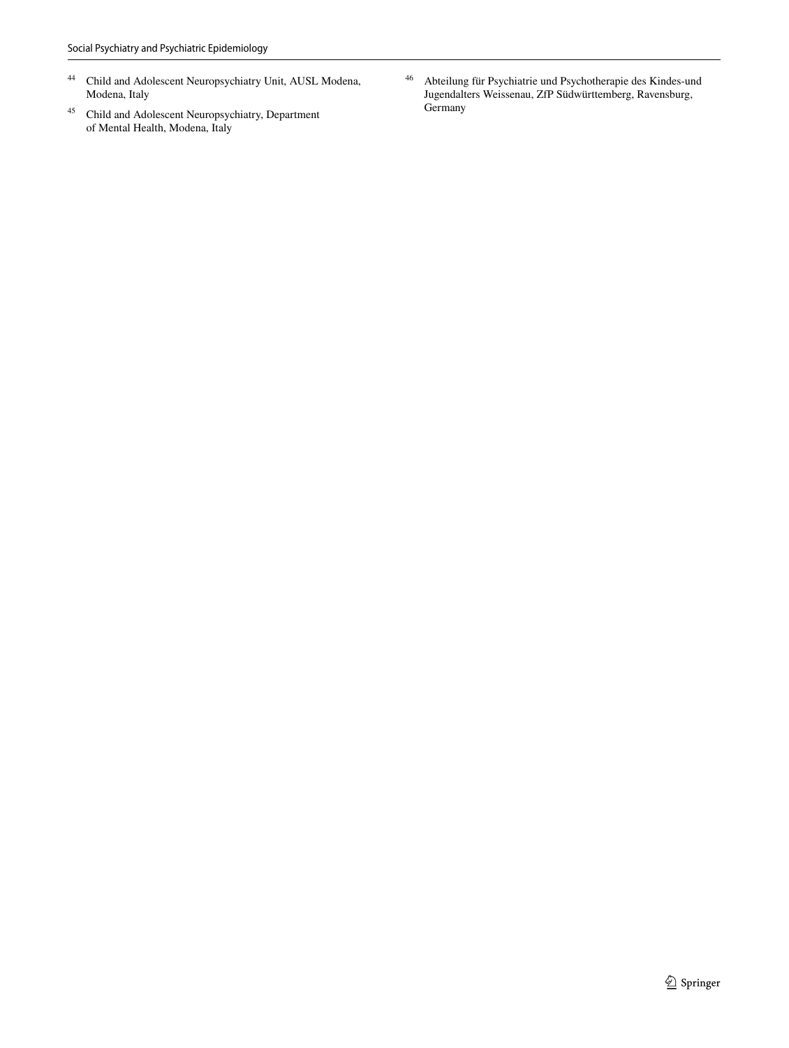[44] Child and Adolescent Neuropsychiatry Unit, AUSL Modena, Modena, Italy

[45] Child and Adolescent Neuropsychiatry, Department of Mental Health, Modena, Italy

[46] Abteilung für Psychiatrie und Psychotherapie des Kindes-und Jugendalters Weissenau, ZfP Südwürttemberg, Ravensburg, Germany